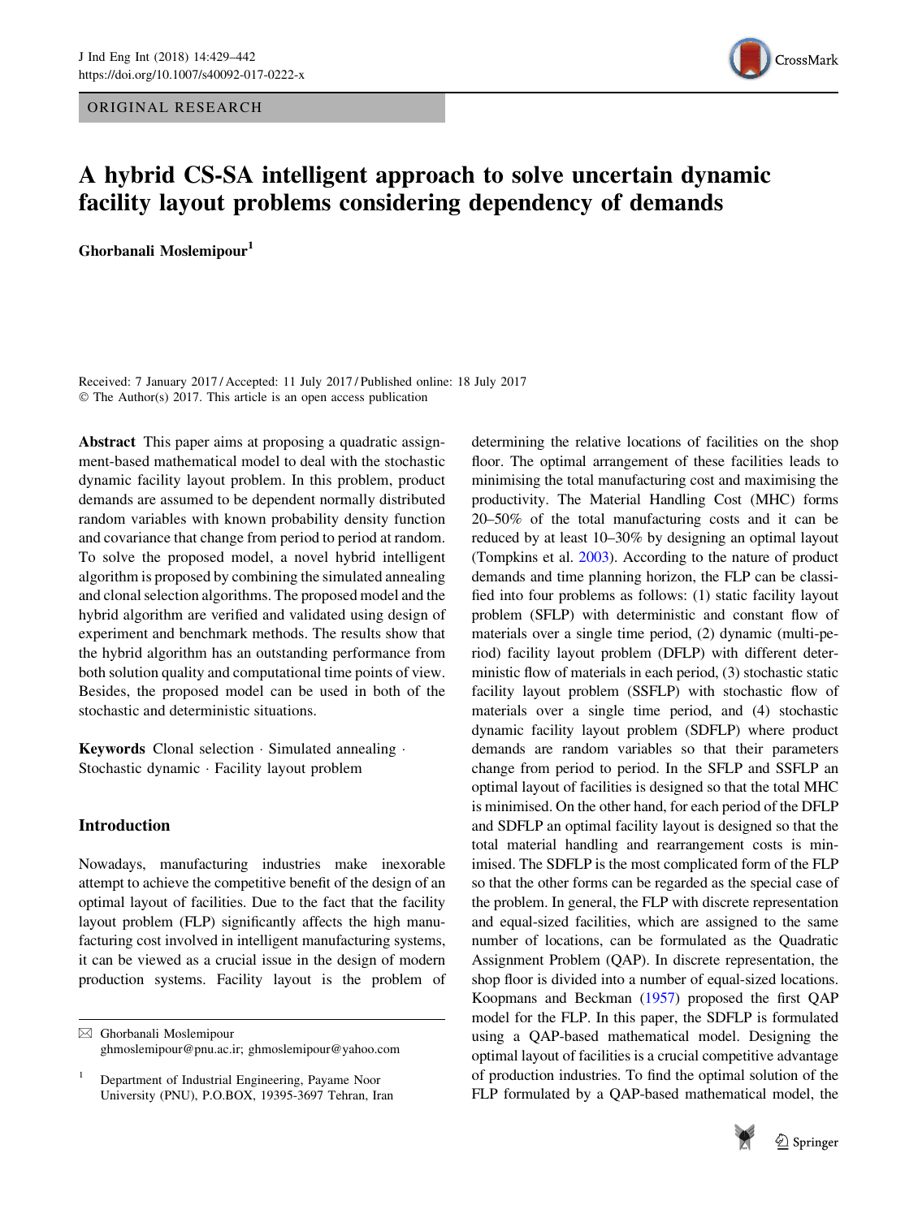ORIGINAL RESEARCH

# A hybrid CS-SA intelligent approach to solve uncertain dynamic facility layout problems considering dependency of demands

**Ghorbanali Moslemipour**[1]

Received: 7 January 2017 / Accepted: 11 July 2017 / Published online: 18 July 2017
© The Author(s) 2017. This article is an open access publication

**Abstract** This paper aims at proposing a quadratic assignment-based mathematical model to deal with the stochastic dynamic facility layout problem. In this problem, product demands are assumed to be dependent normally distributed random variables with known probability density function and covariance that change from period to period at random. To solve the proposed model, a novel hybrid intelligent algorithm is proposed by combining the simulated annealing and clonal selection algorithms. The proposed model and the hybrid algorithm are verified and validated using design of experiment and benchmark methods. The results show that the hybrid algorithm has an outstanding performance from both solution quality and computational time points of view. Besides, the proposed model can be used in both of the stochastic and deterministic situations.

**Keywords** Clonal selection · Simulated annealing · Stochastic dynamic · Facility layout problem

## Introduction

Nowadays, manufacturing industries make inexorable attempt to achieve the competitive benefit of the design of an optimal layout of facilities. Due to the fact that the facility layout problem (FLP) significantly affects the high manufacturing cost involved in intelligent manufacturing systems, it can be viewed as a crucial issue in the design of modern production systems. Facility layout is the problem of determining the relative locations of facilities on the shop floor. The optimal arrangement of these facilities leads to minimising the total manufacturing cost and maximising the productivity. The Material Handling Cost (MHC) forms 20–50% of the total manufacturing costs and it can be reduced by at least 10–30% by designing an optimal layout (Tompkins et al. 2003). According to the nature of product demands and time planning horizon, the FLP can be classified into four problems as follows: (1) static facility layout problem (SFLP) with deterministic and constant flow of materials over a single time period, (2) dynamic (multi-period) facility layout problem (DFLP) with different deterministic flow of materials in each period, (3) stochastic static facility layout problem (SSFLP) with stochastic flow of materials over a single time period, and (4) stochastic dynamic facility layout problem (SDFLP) where product demands are random variables so that their parameters change from period to period. In the SFLP and SSFLP an optimal layout of facilities is designed so that the total MHC is minimised. On the other hand, for each period of the DFLP and SDFLP an optimal facility layout is designed so that the total material handling and rearrangement costs is minimised. The SDFLP is the most complicated form of the FLP so that the other forms can be regarded as the special case of the problem. In general, the FLP with discrete representation and equal-sized facilities, which are assigned to the same number of locations, can be formulated as the Quadratic Assignment Problem (QAP). In discrete representation, the shop floor is divided into a number of equal-sized locations. Koopmans and Beckman (1957) proposed the first QAP model for the FLP. In this paper, the SDFLP is formulated using a QAP-based mathematical model. Designing the optimal layout of facilities is a crucial competitive advantage of production industries. To find the optimal solution of the FLP formulated by a QAP-based mathematical model, the

✉ Ghorbanali Moslemipour
ghmoslemipour@pnu.ac.ir; ghmoslemipour@yahoo.com

[1] Department of Industrial Engineering, Payame Noor University (PNU), P.O.BOX, 19395-3697 Tehran, Iran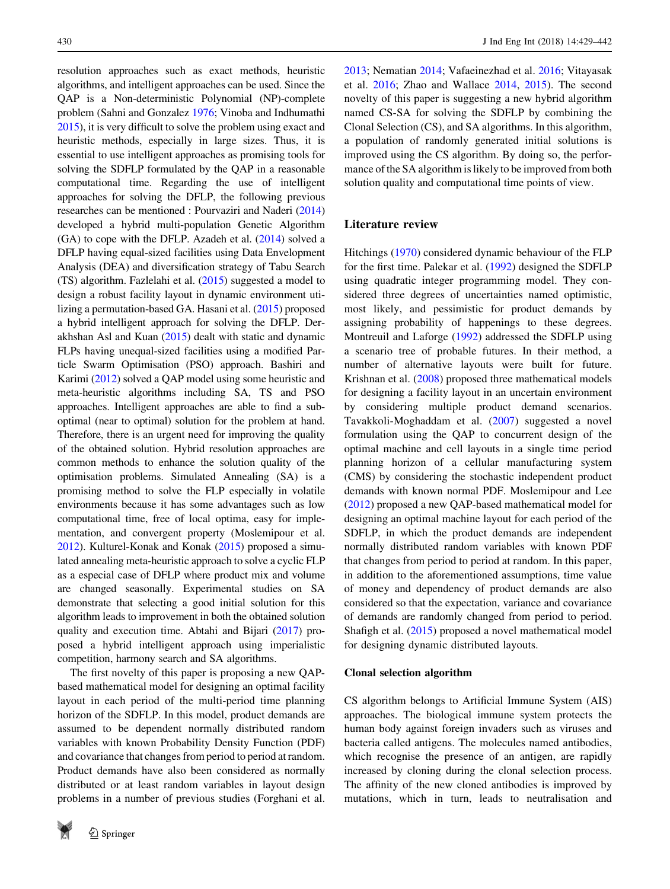resolution approaches such as exact methods, heuristic algorithms, and intelligent approaches can be used. Since the QAP is a Non-deterministic Polynomial (NP)-complete problem (Sahni and Gonzalez 1976; Vinoba and Indhumathi 2015), it is very difficult to solve the problem using exact and heuristic methods, especially in large sizes. Thus, it is essential to use intelligent approaches as promising tools for solving the SDFLP formulated by the QAP in a reasonable computational time. Regarding the use of intelligent approaches for solving the DFLP, the following previous researches can be mentioned : Pourvaziri and Naderi (2014) developed a hybrid multi-population Genetic Algorithm (GA) to cope with the DFLP. Azadeh et al. (2014) solved a DFLP having equal-sized facilities using Data Envelopment Analysis (DEA) and diversification strategy of Tabu Search (TS) algorithm. Fazlelahi et al. (2015) suggested a model to design a robust facility layout in dynamic environment utilizing a permutation-based GA. Hasani et al. (2015) proposed a hybrid intelligent approach for solving the DFLP. Derakhshan Asl and Kuan (2015) dealt with static and dynamic FLPs having unequal-sized facilities using a modified Particle Swarm Optimisation (PSO) approach. Bashiri and Karimi (2012) solved a QAP model using some heuristic and meta-heuristic algorithms including SA, TS and PSO approaches. Intelligent approaches are able to find a sub-optimal (near to optimal) solution for the problem at hand. Therefore, there is an urgent need for improving the quality of the obtained solution. Hybrid resolution approaches are common methods to enhance the solution quality of the optimisation problems. Simulated Annealing (SA) is a promising method to solve the FLP especially in volatile environments because it has some advantages such as low computational time, free of local optima, easy for implementation, and convergent property (Moslemipour et al. 2012). Kulturel-Konak and Konak (2015) proposed a simulated annealing meta-heuristic approach to solve a cyclic FLP as a especial case of DFLP where product mix and volume are changed seasonally. Experimental studies on SA demonstrate that selecting a good initial solution for this algorithm leads to improvement in both the obtained solution quality and execution time. Abtahi and Bijari (2017) proposed a hybrid intelligent approach using imperialistic competition, harmony search and SA algorithms.

The first novelty of this paper is proposing a new QAP-based mathematical model for designing an optimal facility layout in each period of the multi-period time planning horizon of the SDFLP. In this model, product demands are assumed to be dependent normally distributed random variables with known Probability Density Function (PDF) and covariance that changes from period to period at random. Product demands have also been considered as normally distributed or at least random variables in layout design problems in a number of previous studies (Forghani et al. 2013; Nematian 2014; Vafaeinezhad et al. 2016; Vitayasak et al. 2016; Zhao and Wallace 2014, 2015). The second novelty of this paper is suggesting a new hybrid algorithm named CS-SA for solving the SDFLP by combining the Clonal Selection (CS), and SA algorithms. In this algorithm, a population of randomly generated initial solutions is improved using the CS algorithm. By doing so, the performance of the SA algorithm is likely to be improved from both solution quality and computational time points of view.

## Literature review

Hitchings (1970) considered dynamic behaviour of the FLP for the first time. Palekar et al. (1992) designed the SDFLP using quadratic integer programming model. They considered three degrees of uncertainties named optimistic, most likely, and pessimistic for product demands by assigning probability of happenings to these degrees. Montreuil and Laforge (1992) addressed the SDFLP using a scenario tree of probable futures. In their method, a number of alternative layouts were built for future. Krishnan et al. (2008) proposed three mathematical models for designing a facility layout in an uncertain environment by considering multiple product demand scenarios. Tavakkoli-Moghaddam et al. (2007) suggested a novel formulation using the QAP to concurrent design of the optimal machine and cell layouts in a single time period planning horizon of a cellular manufacturing system (CMS) by considering the stochastic independent product demands with known normal PDF. Moslemipour and Lee (2012) proposed a new QAP-based mathematical model for designing an optimal machine layout for each period of the SDFLP, in which the product demands are independent normally distributed random variables with known PDF that changes from period to period at random. In this paper, in addition to the aforementioned assumptions, time value of money and dependency of product demands are also considered so that the expectation, variance and covariance of demands are randomly changed from period to period. Shafigh et al. (2015) proposed a novel mathematical model for designing dynamic distributed layouts.

### Clonal selection algorithm

CS algorithm belongs to Artificial Immune System (AIS) approaches. The biological immune system protects the human body against foreign invaders such as viruses and bacteria called antigens. The molecules named antibodies, which recognise the presence of an antigen, are rapidly increased by cloning during the clonal selection process. The affinity of the new cloned antibodies is improved by mutations, which in turn, leads to neutralisation and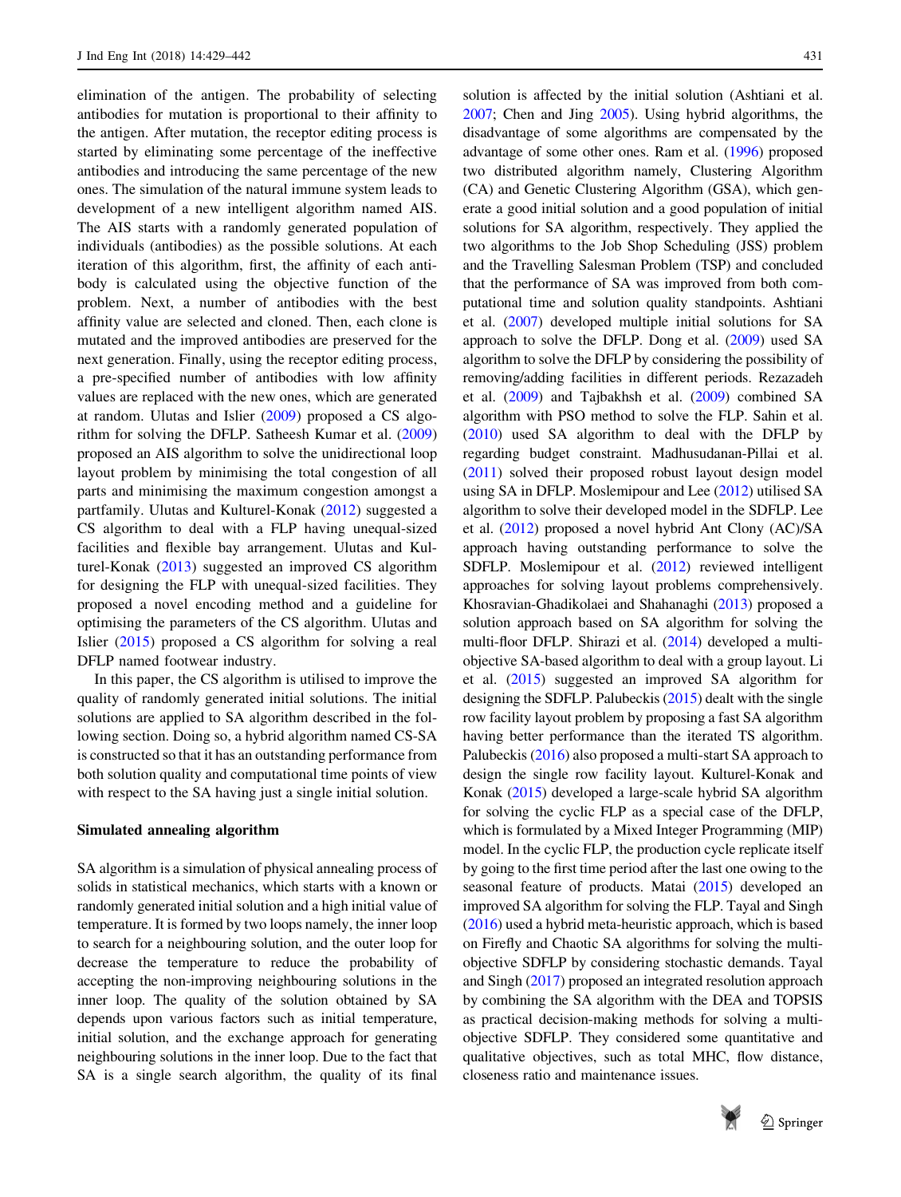elimination of the antigen. The probability of selecting antibodies for mutation is proportional to their affinity to the antigen. After mutation, the receptor editing process is started by eliminating some percentage of the ineffective antibodies and introducing the same percentage of the new ones. The simulation of the natural immune system leads to development of a new intelligent algorithm named AIS. The AIS starts with a randomly generated population of individuals (antibodies) as the possible solutions. At each iteration of this algorithm, first, the affinity of each antibody is calculated using the objective function of the problem. Next, a number of antibodies with the best affinity value are selected and cloned. Then, each clone is mutated and the improved antibodies are preserved for the next generation. Finally, using the receptor editing process, a pre-specified number of antibodies with low affinity values are replaced with the new ones, which are generated at random. Ulutas and Islier (2009) proposed a CS algorithm for solving the DFLP. Satheesh Kumar et al. (2009) proposed an AIS algorithm to solve the unidirectional loop layout problem by minimising the total congestion of all parts and minimising the maximum congestion amongst a partfamily. Ulutas and Kulturel-Konak (2012) suggested a CS algorithm to deal with a FLP having unequal-sized facilities and flexible bay arrangement. Ulutas and Kulturel-Konak (2013) suggested an improved CS algorithm for designing the FLP with unequal-sized facilities. They proposed a novel encoding method and a guideline for optimising the parameters of the CS algorithm. Ulutas and Islier (2015) proposed a CS algorithm for solving a real DFLP named footwear industry.

In this paper, the CS algorithm is utilised to improve the quality of randomly generated initial solutions. The initial solutions are applied to SA algorithm described in the following section. Doing so, a hybrid algorithm named CS-SA is constructed so that it has an outstanding performance from both solution quality and computational time points of view with respect to the SA having just a single initial solution.

### Simulated annealing algorithm

SA algorithm is a simulation of physical annealing process of solids in statistical mechanics, which starts with a known or randomly generated initial solution and a high initial value of temperature. It is formed by two loops namely, the inner loop to search for a neighbouring solution, and the outer loop for decrease the temperature to reduce the probability of accepting the non-improving neighbouring solutions in the inner loop. The quality of the solution obtained by SA depends upon various factors such as initial temperature, initial solution, and the exchange approach for generating neighbouring solutions in the inner loop. Due to the fact that SA is a single search algorithm, the quality of its final solution is affected by the initial solution (Ashtiani et al. 2007; Chen and Jing 2005). Using hybrid algorithms, the disadvantage of some algorithms are compensated by the advantage of some other ones. Ram et al. (1996) proposed two distributed algorithm namely, Clustering Algorithm (CA) and Genetic Clustering Algorithm (GSA), which generate a good initial solution and a good population of initial solutions for SA algorithm, respectively. They applied the two algorithms to the Job Shop Scheduling (JSS) problem and the Travelling Salesman Problem (TSP) and concluded that the performance of SA was improved from both computational time and solution quality standpoints. Ashtiani et al. (2007) developed multiple initial solutions for SA approach to solve the DFLP. Dong et al. (2009) used SA algorithm to solve the DFLP by considering the possibility of removing/adding facilities in different periods. Rezazadeh et al. (2009) and Tajbakhsh et al. (2009) combined SA algorithm with PSO method to solve the FLP. Sahin et al. (2010) used SA algorithm to deal with the DFLP by regarding budget constraint. Madhusudanan-Pillai et al. (2011) solved their proposed robust layout design model using SA in DFLP. Moslemipour and Lee (2012) utilised SA algorithm to solve their developed model in the SDFLP. Lee et al. (2012) proposed a novel hybrid Ant Clony (AC)/SA approach having outstanding performance to solve the SDFLP. Moslemipour et al. (2012) reviewed intelligent approaches for solving layout problems comprehensively. Khosravian-Ghadikolaei and Shahanaghi (2013) proposed a solution approach based on SA algorithm for solving the multi-floor DFLP. Shirazi et al. (2014) developed a multi-objective SA-based algorithm to deal with a group layout. Li et al. (2015) suggested an improved SA algorithm for designing the SDFLP. Palubeckis (2015) dealt with the single row facility layout problem by proposing a fast SA algorithm having better performance than the iterated TS algorithm. Palubeckis (2016) also proposed a multi-start SA approach to design the single row facility layout. Kulturel-Konak and Konak (2015) developed a large-scale hybrid SA algorithm for solving the cyclic FLP as a special case of the DFLP, which is formulated by a Mixed Integer Programming (MIP) model. In the cyclic FLP, the production cycle replicate itself by going to the first time period after the last one owing to the seasonal feature of products. Matai (2015) developed an improved SA algorithm for solving the FLP. Tayal and Singh (2016) used a hybrid meta-heuristic approach, which is based on Firefly and Chaotic SA algorithms for solving the multi-objective SDFLP by considering stochastic demands. Tayal and Singh (2017) proposed an integrated resolution approach by combining the SA algorithm with the DEA and TOPSIS as practical decision-making methods for solving a multi-objective SDFLP. They considered some quantitative and qualitative objectives, such as total MHC, flow distance, closeness ratio and maintenance issues.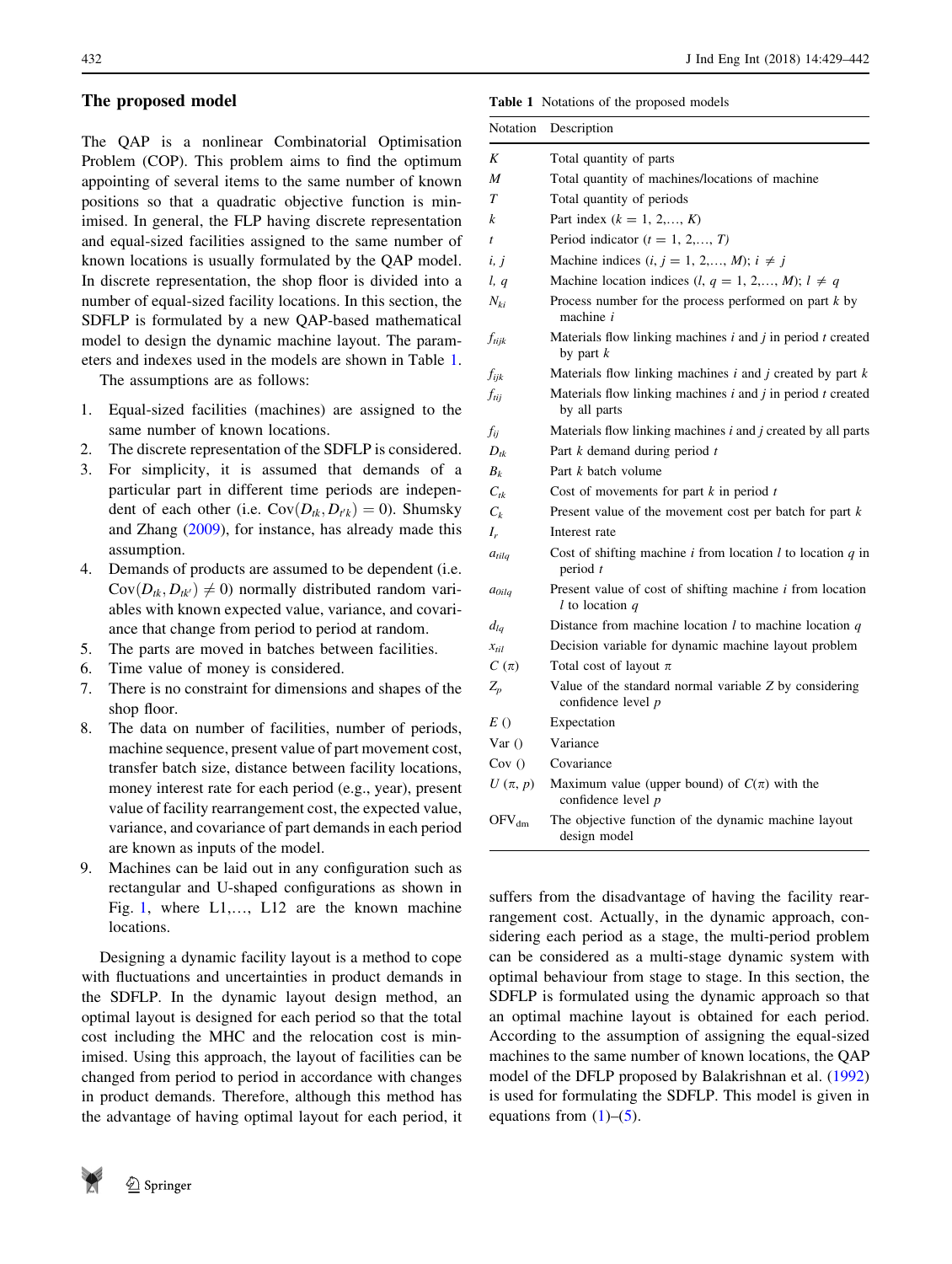## The proposed model

The QAP is a nonlinear Combinatorial Optimisation Problem (COP). This problem aims to find the optimum appointing of several items to the same number of known positions so that a quadratic objective function is minimised. In general, the FLP having discrete representation and equal-sized facilities assigned to the same number of known locations is usually formulated by the QAP model. In discrete representation, the shop floor is divided into a number of equal-sized facility locations. In this section, the SDFLP is formulated by a new QAP-based mathematical model to design the dynamic machine layout. The parameters and indexes used in the models are shown in Table 1.

The assumptions are as follows:

1. Equal-sized facilities (machines) are assigned to the same number of known locations.
2. The discrete representation of the SDFLP is considered.
3. For simplicity, it is assumed that demands of a particular part in different time periods are independent of each other (i.e. $\mathrm{Cov}(D_{tk}, D_{t'k}) = 0$). Shumsky and Zhang (2009), for instance, has already made this assumption.
4. Demands of products are assumed to be dependent (i.e. $\mathrm{Cov}(D_{tk}, D_{tk'}) \neq 0$) normally distributed random variables with known expected value, variance, and covariance that change from period to period at random.
5. The parts are moved in batches between facilities.
6. Time value of money is considered.
7. There is no constraint for dimensions and shapes of the shop floor.
8. The data on number of facilities, number of periods, machine sequence, present value of part movement cost, transfer batch size, distance between facility locations, money interest rate for each period (e.g., year), present value of facility rearrangement cost, the expected value, variance, and covariance of part demands in each period are known as inputs of the model.
9. Machines can be laid out in any configuration such as rectangular and U-shaped configurations as shown in Fig. 1, where L1,..., L12 are the known machine locations.

Designing a dynamic facility layout is a method to cope with fluctuations and uncertainties in product demands in the SDFLP. In the dynamic layout design method, an optimal layout is designed for each period so that the total cost including the MHC and the relocation cost is minimised. Using this approach, the layout of facilities can be changed from period to period in accordance with changes in product demands. Therefore, although this method has the advantage of having optimal layout for each period, it suffers from the disadvantage of having the facility rearrangement cost. Actually, in the dynamic approach, considering each period as a stage, the multi-period problem can be considered as a multi-stage dynamic system with optimal behaviour from stage to stage. In this section, the SDFLP is formulated using the dynamic approach so that an optimal machine layout is obtained for each period. According to the assumption of assigning the equal-sized machines to the same number of known locations, the QAP model of the DFLP proposed by Balakrishnan et al. (1992) is used for formulating the SDFLP. This model is given in equations from (1)–(5).

**Table 1** Notations of the proposed models

| Notation | Description |
|---|---|
| $K$ | Total quantity of parts |
| $M$ | Total quantity of machines/locations of machine |
| $T$ | Total quantity of periods |
| $k$ | Part index ($k = 1, 2, \ldots, K$) |
| $t$ | Period indicator ($t = 1, 2, \ldots, T$) |
| $i, j$ | Machine indices ($i, j = 1, 2, \ldots, M$); $i \neq j$ |
| $l, q$ | Machine location indices ($l, q = 1, 2, \ldots, M$); $l \neq q$ |
| $N_{ki}$ | Process number for the process performed on part $k$ by machine $i$ |
| $f_{tijk}$ | Materials flow linking machines $i$ and $j$ in period $t$ created by part $k$ |
| $f_{ijk}$ | Materials flow linking machines $i$ and $j$ created by part $k$ |
| $f_{tij}$ | Materials flow linking machines $i$ and $j$ in period $t$ created by all parts |
| $f_{ij}$ | Materials flow linking machines $i$ and $j$ created by all parts |
| $D_{tk}$ | Part $k$ demand during period $t$ |
| $B_k$ | Part $k$ batch volume |
| $C_{tk}$ | Cost of movements for part $k$ in period $t$ |
| $C_k$ | Present value of the movement cost per batch for part $k$ |
| $I_r$ | Interest rate |
| $a_{tilq}$ | Cost of shifting machine $i$ from location $l$ to location $q$ in period $t$ |
| $a_{0ilq}$ | Present value of cost of shifting machine $i$ from location $l$ to location $q$ |
| $d_{lq}$ | Distance from machine location $l$ to machine location $q$ |
| $x_{til}$ | Decision variable for dynamic machine layout problem |
| $C(\pi)$ | Total cost of layout $\pi$ |
| $Z_p$ | Value of the standard normal variable $Z$ by considering confidence level $p$ |
| $E()$ | Expectation |
| $\mathrm{Var}()$ | Variance |
| $\mathrm{Cov}()$ | Covariance |
| $U(\pi, p)$ | Maximum value (upper bound) of $C(\pi)$ with the confidence level $p$ |
| $\mathrm{OFV}_{\mathrm{dm}}$ | The objective function of the dynamic machine layout design model |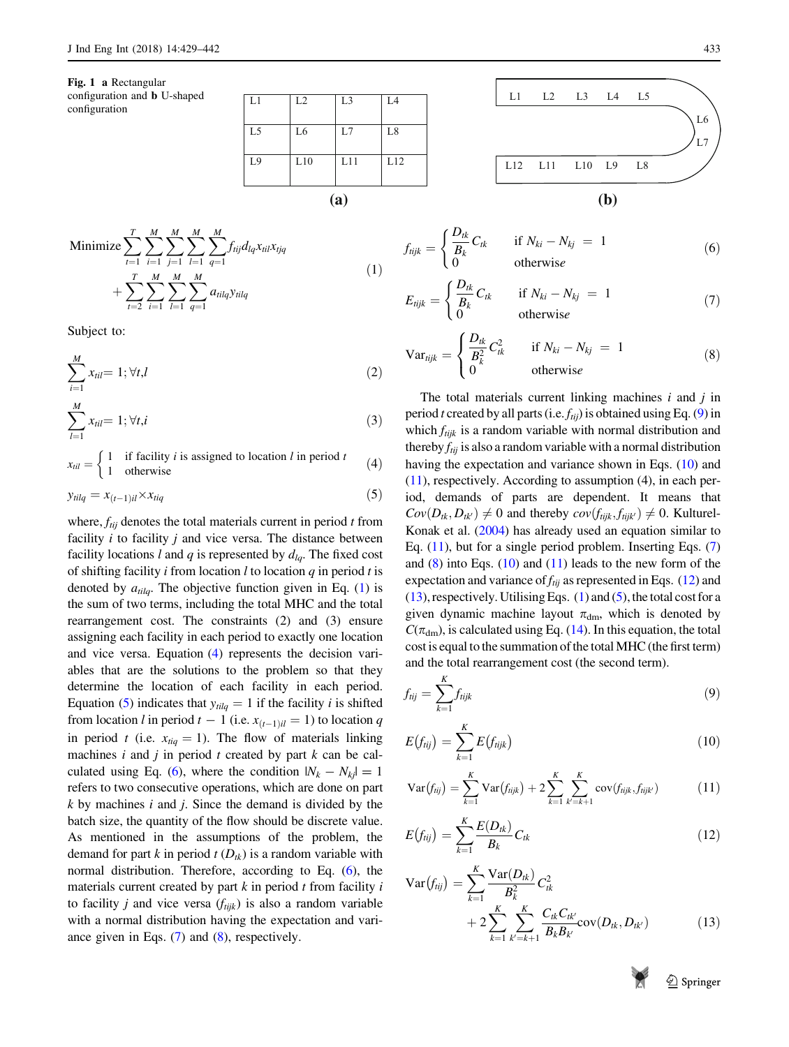**Fig. 1** **a** Rectangular configuration and **b** U-shaped configuration

| L1 | L2 | L3 | L4 |
|---|---|---|---|
| L5 | L6 | L7 | L8 |
| L9 | L10 | L11 | L12 |

**(a)**

L1 L2 L3 L4 L5 L6 L7 L12 L11 L10 L9 L8

**(b)**

$$\text{Minimize} \sum_{t=1}^{T}\sum_{i=1}^{M}\sum_{j=1}^{M}\sum_{l=1}^{M}\sum_{q=1}^{M} f_{tij} d_{lq} x_{til} x_{tjq} + \sum_{t=2}^{T}\sum_{i=1}^{M}\sum_{l=1}^{M}\sum_{q=1}^{M} a_{tilq} y_{tilq} \tag{1}$$

Subject to:

$$\sum_{i=1}^{M} x_{til} = 1; \forall t, l \tag{2}$$

$$\sum_{l=1}^{M} x_{til} = 1; \forall t, i \tag{3}$$

$$x_{til} = \begin{cases} 1 & \text{if facility } i \text{ is assigned to location } l \text{ in period } t \\ 1 & \text{otherwise} \end{cases} \tag{4}$$

$$y_{tilq} = x_{(t-1)il} \times x_{tiq} \tag{5}$$

where, $f_{tij}$ denotes the total materials current in period $t$ from facility $i$ to facility $j$ and vice versa. The distance between facility locations $l$ and $q$ is represented by $d_{lq}$. The fixed cost of shifting facility $i$ from location $l$ to location $q$ in period $t$ is denoted by $a_{tilq}$. The objective function given in Eq. (1) is the sum of two terms, including the total MHC and the total rearrangement cost. The constraints (2) and (3) ensure assigning each facility in each period to exactly one location and vice versa. Equation (4) represents the decision variables that are the solutions to the problem so that they determine the location of each facility in each period. Equation (5) indicates that $y_{tilq} = 1$ if the facility $i$ is shifted from location $l$ in period $t-1$ (i.e. $x_{(t-1)il} = 1$) to location $q$ in period $t$ (i.e. $x_{tiq} = 1$). The flow of materials linking machines $i$ and $j$ in period $t$ created by part $k$ can be calculated using Eq. (6), where the condition $|N_k - N_{kj}| = 1$ refers to two consecutive operations, which are done on part $k$ by machines $i$ and $j$. Since the demand is divided by the batch size, the quantity of the flow should be discrete value. As mentioned in the assumptions of the problem, the demand for part $k$ in period $t$ ($D_{tk}$) is a random variable with normal distribution. Therefore, according to Eq. (6), the materials current created by part $k$ in period $t$ from facility $i$ to facility $j$ and vice versa ($f_{tijk}$) is also a random variable with a normal distribution having the expectation and variance given in Eqs. (7) and (8), respectively.

$$f_{tijk} = \begin{cases} \dfrac{D_{tk}}{B_k} C_{tk} & \text{if } N_{ki} - N_{kj} = 1 \\ 0 & \text{otherwise} \end{cases} \tag{6}$$

$$E_{tijk} = \begin{cases} \dfrac{D_{tk}}{B_k} C_{tk} & \text{if } N_{ki} - N_{kj} = 1 \\ 0 & \text{otherwise} \end{cases} \tag{7}$$

$$\text{Var}_{tijk} = \begin{cases} \dfrac{D_{tk}}{B_k^2} C_{tk}^2 & \text{if } N_{ki} - N_{kj} = 1 \\ 0 & \text{otherwise} \end{cases} \tag{8}$$

The total materials current linking machines $i$ and $j$ in period $t$ created by all parts (i.e. $f_{tij}$) is obtained using Eq. (9) in which $f_{tijk}$ is a random variable with normal distribution and thereby $f_{tij}$ is also a random variable with a normal distribution having the expectation and variance shown in Eqs. (10) and (11), respectively. According to assumption (4), in each period, demands of parts are dependent. It means that $Cov(D_{tk}, D_{tk'}) \neq 0$ and thereby $cov(f_{tijk}, f_{tijk'}) \neq 0$. Kulturel-Konak et al. (2004) has already used an equation similar to Eq. (11), but for a single period problem. Inserting Eqs. (7) and (8) into Eqs. (10) and (11) leads to the new form of the expectation and variance of $f_{tij}$ as represented in Eqs. (12) and (13), respectively. Utilising Eqs. (1) and (5), the total cost for a given dynamic machine layout $\pi_{\text{dm}}$, which is denoted by $C(\pi_{\text{dm}})$, is calculated using Eq. (14). In this equation, the total cost is equal to the summation of the total MHC (the first term) and the total rearrangement cost (the second term).

$$f_{tij} = \sum_{k=1}^{K} f_{tijk} \tag{9}$$

$$E(f_{tij}) = \sum_{k=1}^{K} E(f_{tijk}) \tag{10}$$

$$\text{Var}(f_{tij}) = \sum_{k=1}^{K} \text{Var}(f_{tijk}) + 2\sum_{k=1}^{K}\sum_{k'=k+1}^{K} \text{cov}(f_{tijk}, f_{tijk'}) \tag{11}$$

$$E(f_{tij}) = \sum_{k=1}^{K} \frac{E(D_{tk})}{B_k} C_{tk} \tag{12}$$

$$\text{Var}(f_{tij}) = \sum_{k=1}^{K} \frac{\text{Var}(D_{tk})}{B_k^2} C_{tk}^2 + 2\sum_{k=1}^{K}\sum_{k'=k+1}^{K} \frac{C_{tk} C_{tk'}}{B_k B_{k'}} \text{cov}(D_{tk}, D_{tk'}) \tag{13}$$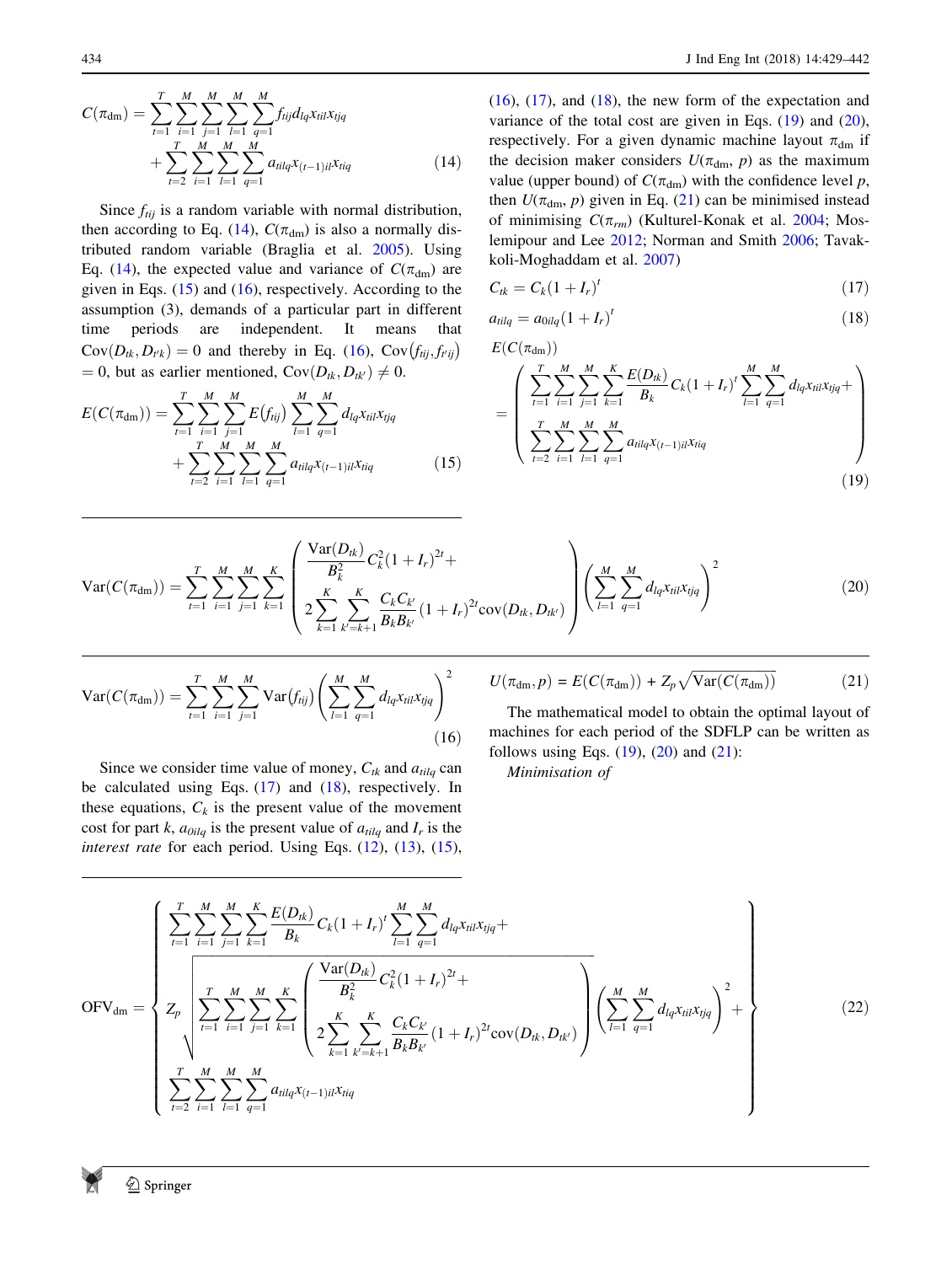$$C(\pi_{dm}) = \sum_{t=1}^{T}\sum_{i=1}^{M}\sum_{j=1}^{M}\sum_{l=1}^{M}\sum_{q=1}^{M} f_{tij} d_{lq} x_{til} x_{tjq} + \sum_{t=2}^{T}\sum_{i=1}^{M}\sum_{l=1}^{M}\sum_{q=1}^{M} a_{tilq} x_{(t-1)il} x_{tiq} \tag{14}$$

Since $f_{tij}$ is a random variable with normal distribution, then according to Eq. (14), $C(\pi_{dm})$ is also a normally distributed random variable (Braglia et al. 2005). Using Eq. (14), the expected value and variance of $C(\pi_{dm})$ are given in Eqs. (15) and (16), respectively. According to the assumption (3), demands of a particular part in different time periods are independent. It means that $\text{Cov}(D_{tk}, D_{t'k}) = 0$ and thereby in Eq. (16), $\text{Cov}(f_{tij}, f_{t'ij}) = 0$, but as earlier mentioned, $\text{Cov}(D_{tk}, D_{tk'}) \neq 0$.

$$E(C(\pi_{dm})) = \sum_{t=1}^{T}\sum_{i=1}^{M}\sum_{j=1}^{M} E(f_{tij}) \sum_{l=1}^{M}\sum_{q=1}^{M} d_{lq} x_{til} x_{tjq} + \sum_{t=2}^{T}\sum_{i=1}^{M}\sum_{l=1}^{M}\sum_{q=1}^{M} a_{tilq} x_{(t-1)il} x_{tiq} \tag{15}$$

$$\text{Var}(C(\pi_{dm})) = \sum_{t=1}^{T}\sum_{i=1}^{M}\sum_{j=1}^{M} \text{Var}(f_{tij}) \left( \sum_{l=1}^{M}\sum_{q=1}^{M} d_{lq} x_{til} x_{tjq} \right)^2 \tag{16}$$

Since we consider time value of money, $C_{tk}$ and $a_{tilq}$ can be calculated using Eqs. (17) and (18), respectively. In these equations, $C_k$ is the present movement cost for part $k$, $a_{0ilq}$ is the present value of $a_{tilq}$ and $I_r$ is the *interest rate* for each period. Using Eqs. (12), (13), (15), (16), (17), and (18), the new form of the expectation and variance of the total cost are given in Eqs. (19) and (20), respectively. For a given dynamic machine layout $\pi_{dm}$ if the decision maker considers $U(\pi_{dm}, p)$ as the maximum value (upper bound) of $C(\pi_{dm})$ with the confidence level $p$, then $U(\pi_{dm}, p)$ given in Eq. (21) can be minimised instead of minimising $C(\pi_{rm})$ (Kulturel-Konak et al. 2004; Moslemipour and Lee 2012; Norman and Smith 2006; Tavakkoli-Moghaddam et al. 2007)

$$C_{tk} = C_k (1 + I_r)^t \tag{17}$$

$$a_{tilq} = a_{0ilq} (1 + I_r)^t \tag{18}$$

$$E(C(\pi_{dm})) = \left( \begin{array}{l} \displaystyle\sum_{t=1}^{T}\sum_{i=1}^{M}\sum_{j=1}^{M}\sum_{k=1}^{K} \frac{E(D_{tk})}{B_k} C_k (1+I_r)^t \sum_{l=1}^{M}\sum_{q=1}^{M} d_{lq} x_{til} x_{tjq} + \\ \displaystyle\sum_{t=2}^{T}\sum_{i=1}^{M}\sum_{l=1}^{M}\sum_{q=1}^{M} a_{tilq} x_{(t-1)il} x_{tiq} \end{array} \right) \tag{19}$$

$$\text{Var}(C(\pi_{dm})) = \sum_{t=1}^{T}\sum_{i=1}^{M}\sum_{j=1}^{M}\sum_{k=1}^{K} \left( \begin{array}{l} \dfrac{\text{Var}(D_{tk})}{B_k^2} C_k^2 (1+I_r)^{2t} + \\ 2\displaystyle\sum_{k=1}^{K}\sum_{k'=k+1}^{K} \frac{C_k C_{k'}}{B_k B_{k'}} (1+I_r)^{2t} \text{cov}(D_{tk}, D_{tk'}) \end{array} \right) \left( \sum_{l=1}^{M}\sum_{q=1}^{M} d_{lq} x_{til} x_{tjq} \right)^2 \tag{20}$$

$$U(\pi_{dm}, p) = E(C(\pi_{dm})) + Z_p \sqrt{\text{Var}(C(\pi_{dm}))} \tag{21}$$

The mathematical model to obtain the optimal layout of machines for each period of the SDFLP can be written as follows using Eqs. (19), (20) and (21):

*Minimisation of*

$$\text{OFV}_{dm} = \left\{ \begin{array}{l} \displaystyle\sum_{t=1}^{T}\sum_{i=1}^{M}\sum_{j=1}^{M}\sum_{k=1}^{K} \frac{E(D_{tk})}{B_k} C_k (1+I_r)^t \sum_{l=1}^{M}\sum_{q=1}^{M} d_{lq} x_{til} x_{tjq} + \\ Z_p \sqrt{\displaystyle\sum_{t=1}^{T}\sum_{i=1}^{M}\sum_{j=1}^{M}\sum_{k=1}^{K} \left( \begin{array}{l} \dfrac{\text{Var}(D_{tk})}{B_k^2} C_k^2 (1+I_r)^{2t} + \\ 2\displaystyle\sum_{k=1}^{K}\sum_{k'=k+1}^{K} \frac{C_k C_{k'}}{B_k B_{k'}} (1+I_r)^{2t} \text{cov}(D_{tk}, D_{tk'}) \end{array} \right) \left( \sum_{l=1}^{M}\sum_{q=1}^{M} d_{lq} x_{til} x_{tjq} \right)^2} + \\ \displaystyle\sum_{t=2}^{T}\sum_{i=1}^{M}\sum_{l=1}^{M}\sum_{q=1}^{M} a_{tilq} x_{(t-1)il} x_{tiq} \end{array} \right\} \tag{22}$$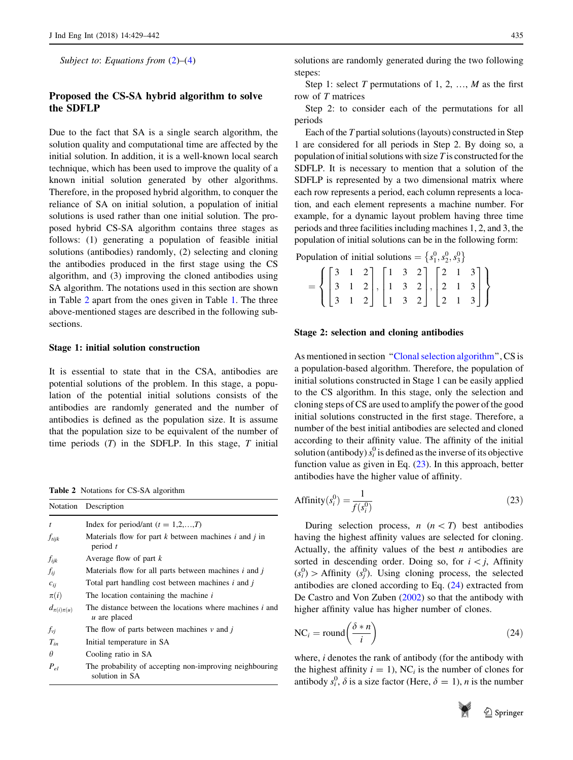*Subject to*: *Equations from* (2)–(4)

## Proposed the CS-SA hybrid algorithm to solve the SDFLP

Due to the fact that SA is a single search algorithm, the solution quality and computational time are affected by the initial solution. In addition, it is a well-known local search technique, which has been used to improve the quality of a known initial solution generated by other algorithms. Therefore, in the proposed hybrid algorithm, to conquer the reliance of SA on initial solution, a population of initial solutions is used rather than one initial solution. The proposed hybrid CS-SA algorithm contains three stages as follows: (1) generating a population of feasible initial solutions (antibodies) randomly, (2) selecting and cloning the antibodies produced in the first stage using the CS algorithm, and (3) improving the cloned antibodies using SA algorithm. The notations used in this section are shown in Table 2 apart from the ones given in Table 1. The three above-mentioned stages are described in the following subsections.

### Stage 1: initial solution construction

It is essential to state that in the CSA, antibodies are potential solutions of the problem. In this stage, a population of the potential initial solutions consists of the antibodies are randomly generated and the number of antibodies is defined as the population size. It is assume that the population size to be equivalent of the number of time periods ($T$) in the SDFLP. In this stage, $T$ initial solutions are randomly generated during the two following stepes:

Step 1: select $T$ permutations of 1, 2, …, $M$ as the first row of $T$ matrices

Step 2: to consider each of the permutations for all periods

Each of the $T$ partial solutions (layouts) constructed in Step 1 are considered for all periods in Step 2. By doing so, a population of initial solutions with size $T$ is constructed for the SDFLP. It is necessary to mention that a solution of the SDFLP is represented by a two dimensional matrix where each row represents a period, each column represents a location, and each element represents a machine number. For example, for a dynamic layout problem having three time periods and three facilities including machines 1, 2, and 3, the population of initial solutions can be in the following form:

$$\text{Population of initial solutions} = \left\{s_1^0, s_2^0, s_3^0\right\} = \left\{\begin{bmatrix}3 & 1 & 2\\3 & 1 & 2\\3 & 1 & 2\end{bmatrix}, \begin{bmatrix}1 & 3 & 2\\1 & 3 & 2\\1 & 3 & 2\end{bmatrix}, \begin{bmatrix}2 & 1 & 3\\2 & 1 & 3\\2 & 1 & 3\end{bmatrix}\right\}$$

Table 2 Notations for CS-SA algorithm

| Notation | Description |
|---|---|
| $t$ | Index for period/ant ($t = 1,2,\ldots,T$) |
| $f_{tijk}$ | Materials flow for part $k$ between machines $i$ and $j$ in period $t$ |
| $f_{ijk}$ | Average flow of part $k$ |
| $f_{ij}$ | Materials flow for all parts between machines $i$ and $j$ |
| $c_{ij}$ | Total part handling cost between machines $i$ and $j$ |
| $\pi(i)$ | The location containing the machine $i$ |
| $d_{\pi(i)\pi(u)}$ | The distance between the locations where machines $i$ and $u$ are placed |
| $f_{vj}$ | The flow of parts between machines $v$ and $j$ |
| $T_{in}$ | Initial temperature in SA |
| $\theta$ | Cooling ratio in SA |
| $P_{el}$ | The probability of accepting non-improving neighbouring solution in SA |

### Stage 2: selection and cloning antibodies

As mentioned in section "Clonal selection algorithm", CS is a population-based algorithm. Therefore, the population of initial solutions constructed in Stage 1 can be easily applied to the CS algorithm. In this stage, only the selection and cloning steps of CS are used to amplify the power of the good initial solutions constructed in the first stage. Therefore, a number of the best initial antibodies are selected and cloned according to their affinity value. The affinity of the initial solution (antibody) $s_i^0$ is defined as the inverse of its objective function value as given in Eq. (23). In this approach, better antibodies have the higher value of affinity.

$$\text{Affinity}(s_i^0) = \frac{1}{f(s_i^0)} \tag{23}$$

During selection process, $n$ ($n < T$) best antibodies having the highest affinity values are selected for cloning. Actually, the affinity values of the best $n$ antibodies are sorted in descending order. Doing so, for $i < j$, Affinity $(s_i^0) >$ Affinity $(s_j^0)$. Using cloning process, the selected antibodies are cloned according to Eq. (24) extracted from De Castro and Von Zuben (2002) so that the antibody with higher affinity value has higher number of clones.

$$\text{NC}_i = \text{round}\left(\frac{\delta * n}{i}\right) \tag{24}$$

where, $i$ denotes the rank of antibody (for the antibody with the highest affinity $i = 1$), $\text{NC}_i$ is the number of clones for antibody $s_i^0$, $\delta$ is a size factor (Here, $\delta = 1$), $n$ is the number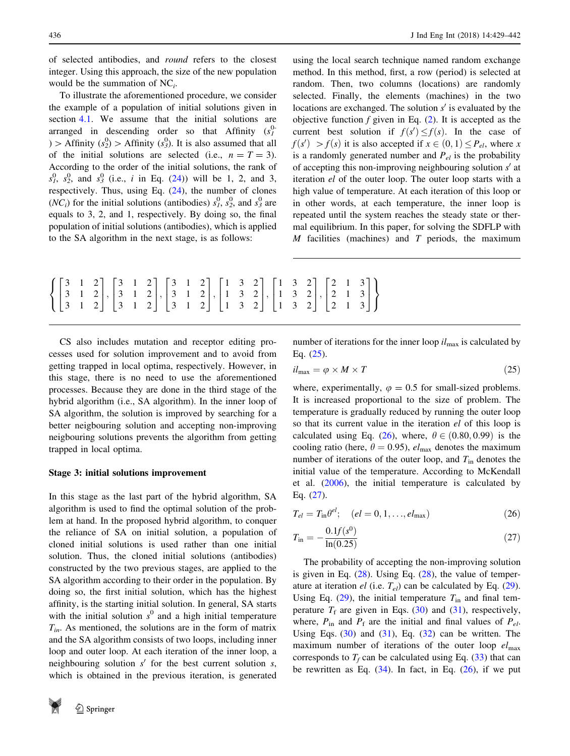of selected antibodies, and *round* refers to the closest integer. Using this approach, the size of the new population would be the summation of $NC_i$.

To illustrate the aforementioned procedure, we consider the example of a population of initial solutions given in section 4.1. We assume that the initial solutions are arranged in descending order so that Affinity ($s_1^0$) > Affinity ($s_2^0$) > Affinity ($s_3^0$). It is also assumed that all of the initial solutions are selected (i.e., $n = T = 3$). According to the order of the initial solutions, the rank of $s_1^0$, $s_2^0$, and $s_3^0$ (i.e., $i$ in Eq. (24)) will be 1, 2, and 3, respectively. Thus, using Eq. (24), the number of clones ($NC_i$) for the initial solutions (antibodies) $s_1^0$, $s_2^0$, and $s_3^0$ are equals to 3, 2, and 1, respectively. By doing so, the final population of initial solutions (antibodies), which is applied to the SA algorithm in the next stage, is as follows:

$$\left\{ \begin{bmatrix} 3 & 1 & 2 \\ 3 & 1 & 2 \\ 3 & 1 & 2 \end{bmatrix}, \begin{bmatrix} 3 & 1 & 2 \\ 3 & 1 & 2 \\ 3 & 1 & 2 \end{bmatrix}, \begin{bmatrix} 3 & 1 & 2 \\ 3 & 1 & 2 \\ 3 & 1 & 2 \end{bmatrix}, \begin{bmatrix} 1 & 3 & 2 \\ 1 & 3 & 2 \\ 1 & 3 & 2 \end{bmatrix}, \begin{bmatrix} 1 & 3 & 2 \\ 1 & 3 & 2 \\ 1 & 3 & 2 \end{bmatrix}, \begin{bmatrix} 2 & 1 & 3 \\ 2 & 1 & 3 \\ 2 & 1 & 3 \end{bmatrix} \right\}$$

CS also includes mutation and receptor editing processes used for solution improvement and to avoid from getting trapped in local optima, respectively. However, in this stage, there is no need to use the aforementioned processes. Because they are done in the third stage of the hybrid algorithm (i.e., SA algorithm). In the inner loop of SA algorithm, the solution is improved by searching for a better neigbouring solution and accepting non-improving neigbouring solutions prevents the algorithm from getting trapped in local optima.

**Stage 3: initial solutions improvement**

In this stage as the last part of the hybrid algorithm, SA algorithm is used to find the optimal solution of the problem at hand. In the proposed hybrid algorithm, to conquer the reliance of SA on initial solution, a population of cloned initial solutions is used rather than one initial solution. Thus, the cloned initial solutions (antibodies) constructed by the two previous stages, are applied to the SA algorithm according to their order in the population. By doing so, the first initial solution, which has the highest affinity, is the starting initial solution. In general, SA starts with the initial solution $s^0$ and a high initial temperature $T_{in}$. As mentioned, the solutions are in the form of matrix and the SA algorithm consists of two loops, including inner loop and outer loop. At each iteration of the inner loop, a neighbouring solution $s'$ for the best current solution $s$, which is obtained in the previous iteration, is generated using the local search technique named random exchange method. In this method, first, a row (period) is selected at random. Then, two columns (locations) are randomly selected. Finally, the elements (machines) in the two locations are exchanged. The solution $s'$ is evaluated by the objective function $f$ given in Eq. (2). It is accepted as the current best solution if $f(s') \leq f(s)$. In the case of $f(s') > f(s)$ it is also accepted if $x \in (0, 1) \leq P_{el}$, where $x$ is a randomly generated number and $P_{el}$ is the probability of accepting this non-improving neighbouring solution $s'$ at iteration $el$ of the outer loop. The outer loop starts with a high value of temperature. At each iteration of this loop or in other words, at each temperature, the inner loop is repeated until the system reaches the steady state or thermal equilibrium. In this paper, for solving the SDFLP with $M$ facilities (machines) and $T$ periods, the maximum number of iterations for the inner loop $il_{\max}$ is calculated by Eq. (25).

$$il_{\max} = \varphi \times M \times T \tag{25}$$

where, experimentally, $\varphi = 0.5$ for small-sized problems. It is increased proportional to the size of problem. The temperature is gradually reduced by running the outer loop so that its current value in the iteration $el$ of this loop is calculated using Eq. (26), where, $\theta \in (0.80, 0.99)$ is the cooling ratio (here, $\theta = 0.95$), $el_{\max}$ denotes the maximum number of iterations of the outer loop, and $T_{\text{in}}$ denotes the initial value of the temperature. According to McKendall et al. (2006), the initial temperature is calculated by Eq. (27).

$$T_{el} = T_{\text{in}} \theta^{el}; \quad (el = 0, 1, \ldots, el_{\max}) \tag{26}$$

$$T_{\text{in}} = -\frac{0.1 f(s^0)}{\ln(0.25)} \tag{27}$$

The probability of accepting the non-improving solution is given in Eq. (28). Using Eq. (28), the value of temperature at iteration $el$ (i.e. $T_{el}$) can be calculated by Eq. (29). Using Eq. (29), the initial temperature $T_{\text{in}}$ and final temperature $T_{\text{f}}$ are given in Eqs. (30) and (31), respectively, where, $P_{\text{in}}$ and $P_{\text{f}}$ are the initial and final values of $P_{el}$. Using Eqs. (30) and (31), Eq. (32) can be written. The maximum number of iterations of the outer loop $el_{\max}$ corresponds to $T_f$ can be calculated using Eq. (33) that can be rewritten as Eq. (34). In fact, in Eq. (26), if we put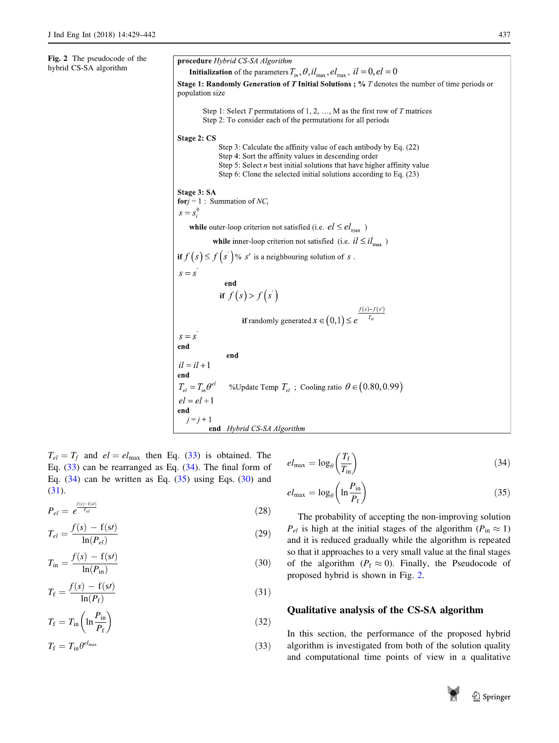**Fig. 2** The pseudocode of the hybrid CS-SA algorithm

```
procedure Hybrid CS-SA Algorithm
  Initialization of the parameters T_in, θ, il_max, el_max, il = 0, el = 0
Stage 1: Randomly Generation of T Initial Solutions ; % T denotes the number of time periods or population size

    Step 1: Select T permutations of 1, 2, …, M as the first row of T matrices
    Step 2: To consider each of the permutations for all periods

Stage 2: CS
        Step 3: Calculate the affinity value of each antibody by Eq. (22)
        Step 4: Sort the affinity values in descending order
        Step 5: Select n best initial solutions that have higher affinity value
        Step 6: Clone the selected initial solutions according to Eq. (23)

Stage 3: SA
for j = 1 : Summation of NC_i
 s = s_i^0
   while outer-loop criterion not satisfied (i.e. el ≤ el_max )
        while inner-loop criterion not satisfied (i.e. il ≤ il_max )
if f(s) ≤ f(s') % s' is a neighbouring solution of s .
 s = s'
           end
          if f(s) > f(s')
              if randomly generated x ∈ (0,1) ≤ e^((f(s)−f(s'))/T_el)
 s = s'
end
           end
 il = il + 1
end
 T_el = T_in θ^el     %Update Temp T_el ; Cooling ratio θ ∈ (0.80, 0.99)
 el = el + 1
end
  j = j + 1
       end Hybrid CS-SA Algorithm
```

$T_{el} = T_f$ and $el = el_{\max}$ then Eq. (33) is obtained. The Eq. (33) can be rearranged as Eq. (34). The final form of Eq. (34) can be written as Eq. (35) using Eqs. (30) and (31).

$$P_{el} = e^{\frac{f(s)-f(s\prime)}{T_{el}}} \tag{28}$$

$$T_{el} = \frac{f(s) - f(s\prime)}{\ln(P_{el})} \tag{29}$$

$$T_{\text{in}} = \frac{f(s) - f(s\prime)}{\ln(P_{\text{in}})} \tag{30}$$

$$T_{\text{f}} = \frac{f(s) - f(s\prime)}{\ln(P_{\text{f}})} \tag{31}$$

$$T_{\text{f}} = T_{\text{in}}\left(\ln\frac{P_{\text{in}}}{P_{\text{f}}}\right) \tag{32}$$

$$T_{\text{f}} = T_{\text{in}}\theta^{el_{\max}} \tag{33}$$

$$el_{\max} = \log_{\theta}\left(\frac{T_{\text{f}}}{T_{\text{in}}}\right) \tag{34}$$

$$el_{\max} = \log_{\theta}\left(\ln\frac{P_{\text{in}}}{P_{\text{f}}}\right) \tag{35}$$

The probability of accepting the non-improving solution $P_{el}$ is high at the initial stages of the algorithm ($P_{\text{in}} \approx 1$) and it is reduced gradually while the algorithm is repeated so that it approaches to a very small value at the final stages of the algorithm ($P_{\text{f}} \approx 0$). Finally, the Pseudocode of proposed hybrid is shown in Fig. 2.

## Qualitative analysis of the CS-SA algorithm

In this section, the performance of the proposed hybrid algorithm is investigated from both of the solution quality and computational time points of view in a qualitative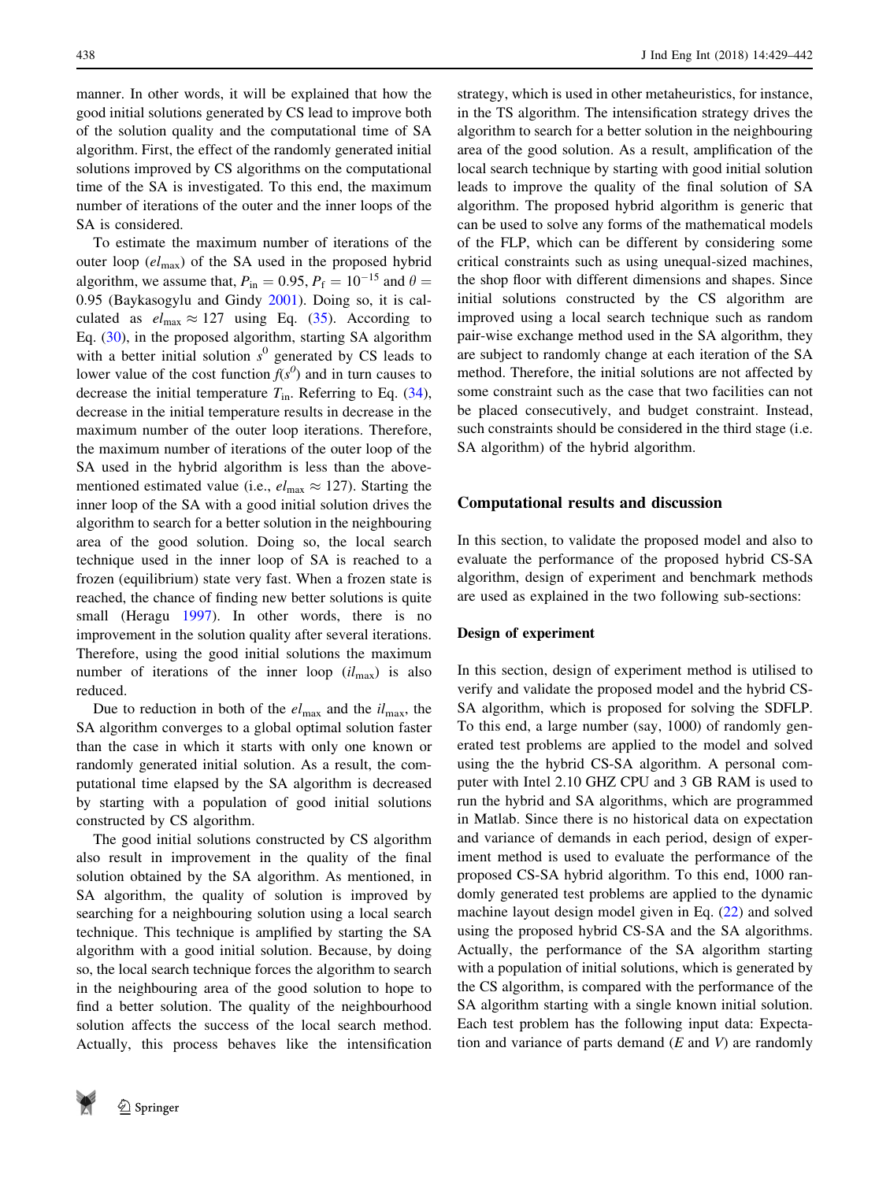manner. In other words, it will be explained that how the good initial solutions generated by CS lead to improve both of the solution quality and the computational time of SA algorithm. First, the effect of the randomly generated initial solutions improved by CS algorithms on the computational time of the SA is investigated. To this end, the maximum number of iterations of the outer and the inner loops of the SA is considered.

To estimate the maximum number of iterations of the outer loop ($el_{\max}$) of the SA used in the proposed hybrid algorithm, we assume that, $P_{\text{in}} = 0.95$, $P_{\text{f}} = 10^{-15}$ and $\theta = 0.95$ (Baykasogylu and Gindy 2001). Doing so, it is calculated as $el_{\max} \approx 127$ using Eq. (35). According to Eq. (30), in the proposed algorithm, starting SA algorithm with a better initial solution $s^0$ generated by CS leads to lower value of the cost function $f(s^0)$ and in turn causes to decrease the initial temperature $T_{\text{in}}$. Referring to Eq. (34), decrease in the initial temperature results in decrease in the maximum number of the outer loop iterations. Therefore, the maximum number of iterations of the outer loop of the SA used in the hybrid algorithm is less than the above-mentioned estimated value (i.e., $el_{\max} \approx 127$). Starting the inner loop of the SA with a good initial solution drives the algorithm to search for a better solution in the neighbouring area of the good solution. Doing so, the local search technique used in the inner loop of SA is reached to a frozen (equilibrium) state very fast. When a frozen state is reached, the chance of finding new better solutions is quite small (Heragu 1997). In other words, there is no improvement in the solution quality after several iterations. Therefore, using the good initial solutions the maximum number of iterations of the inner loop ($il_{\max}$) is also reduced.

Due to reduction in both of the $el_{\max}$ and the $il_{\max}$, the SA algorithm converges to a global optimal solution faster than the case in which it starts with only one known or randomly generated initial solution. As a result, the computational time elapsed by the SA algorithm is decreased by starting with a population of good initial solutions constructed by CS algorithm.

The good initial solutions constructed by CS algorithm also result in improvement in the quality of the final solution obtained by the SA algorithm. As mentioned, in SA algorithm, the quality of solution is improved by searching for a neighbouring solution using a local search technique. This technique is amplified by starting the SA algorithm with a good initial solution. Because, by doing so, the local search technique forces the algorithm to search in the neighbouring area of the good solution to hope to find a better solution. The quality of the neighbourhood solution affects the success of the local search method. Actually, this process behaves like the intensification strategy, which is used in other metaheuristics, for instance, in the TS algorithm. The intensification strategy drives the algorithm to search for a better solution in the neighbouring area of the good solution. As a result, amplification of the local search technique by starting with good initial solution leads to improve the quality of the final solution of SA algorithm. The proposed hybrid algorithm is generic that can be used to solve any forms of the mathematical models of the FLP, which can be different by considering some critical constraints such as using unequal-sized machines, the shop floor with different dimensions and shapes. Since initial solutions constructed by the CS algorithm are improved using a local search technique such as random pair-wise exchange method used in the SA algorithm, they are subject to randomly change at each iteration of the SA method. Therefore, the initial solutions are not affected by some constraint such as the case that two facilities can not be placed consecutively, and budget constraint. Instead, such constraints should be considered in the third stage (i.e. SA algorithm) of the hybrid algorithm.

## Computational results and discussion

In this section, to validate the proposed model and also to evaluate the performance of the proposed hybrid CS-SA algorithm, design of experiment and benchmark methods are used as explained in the two following sub-sections:

### Design of experiment

In this section, design of experiment method is utilised to verify and validate the proposed model and the hybrid CS-SA algorithm, which is proposed for solving the SDFLP. To this end, a large number (say, 1000) of randomly generated test problems are applied to the model and solved using the the hybrid CS-SA algorithm. A personal computer with Intel 2.10 GHZ CPU and 3 GB RAM is used to run the hybrid and SA algorithms, which are programmed in Matlab. Since there is no historical data on expectation and variance of demands in each period, design of experiment method is used to evaluate the performance of the proposed CS-SA hybrid algorithm. To this end, 1000 randomly generated test problems are applied to the dynamic machine layout design model given in Eq. (22) and solved using the proposed hybrid CS-SA and the SA algorithms. Actually, the performance of the SA algorithm starting with a population of initial solutions, which is generated by the CS algorithm, is compared with the performance of the SA algorithm starting with a single known initial solution. Each test problem has the following input data: Expectation and variance of parts demand ($E$ and $V$) are randomly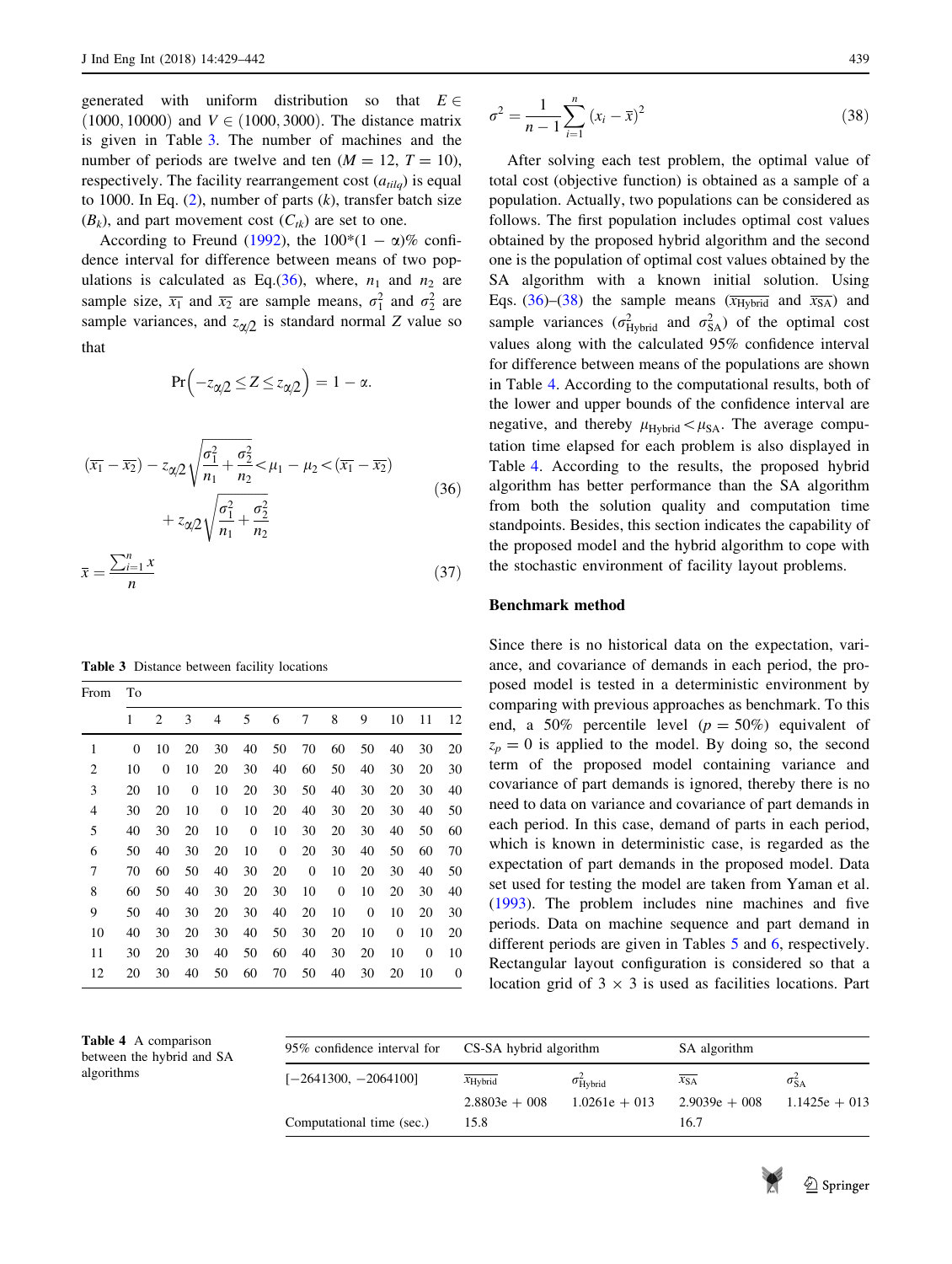generated with uniform distribution so that $E \in (1000, 10000)$ and $V \in (1000, 3000)$. The distance matrix is given in Table 3. The number of machines and the number of periods are twelve and ten ($M = 12$, $T = 10$), respectively. The facility rearrangement cost ($a_{tilq}$) is equal to 1000. In Eq. (2), number of parts ($k$), transfer batch size ($B_k$), and part movement cost ($C_{tk}$) are set to one.

According to Freund (1992), the $100*(1 - \alpha)\%$ confidence interval for difference between means of two populations is calculated as Eq.(36), where, $n_1$ and $n_2$ are sample size, $\overline{x_1}$ and $\overline{x_2}$ are sample means, $\sigma_1^2$ and $\sigma_2^2$ are sample variances, and $z_{\alpha/2}$ is standard normal $Z$ value so that

$$\Pr\left(-z_{\alpha/2} \leq Z \leq z_{\alpha/2}\right) = 1 - \alpha.$$

$$(\overline{x_1} - \overline{x_2}) - z_{\alpha/2}\sqrt{\frac{\sigma_1^2}{n_1} + \frac{\sigma_2^2}{n_2}} < \mu_1 - \mu_2 < (\overline{x_1} - \overline{x_2}) + z_{\alpha/2}\sqrt{\frac{\sigma_1^2}{n_1} + \frac{\sigma_2^2}{n_2}} \tag{36}$$

$$\overline{x} = \frac{\sum_{i=1}^{n} x}{n} \tag{37}$$

$$\sigma^2 = \frac{1}{n-1}\sum_{i=1}^{n}(x_i - \overline{x})^2 \tag{38}$$

After solving each test problem, the optimal value of total cost (objective function) is obtained as a sample of a population. Actually, two populations can be considered as follows. The first population includes optimal cost values obtained by the proposed hybrid algorithm and the second one is the population of optimal cost values obtained by the SA algorithm with a known initial solution. Using Eqs. (36)–(38) the sample means ($\overline{x_{\text{Hybrid}}}$ and $\overline{x_{\text{SA}}}$) and sample variances ($\sigma^2_{\text{Hybrid}}$ and $\sigma^2_{\text{SA}}$) of the optimal cost values along with the calculated 95% confidence interval for difference between means of the populations are shown in Table 4. According to the computational results, both of the lower and upper bounds of the confidence interval are negative, and thereby $\mu_{\text{Hybrid}} < \mu_{\text{SA}}$. The average computation time elapsed for each problem is also displayed in Table 4. According to the results, the proposed hybrid algorithm has better performance than the SA algorithm from both the solution quality and computation time standpoints. Besides, this section indicates the capability of the proposed model and the hybrid algorithm to cope with the stochastic environment of facility layout problems.

**Table 3** Distance between facility locations

| From | To 1 | 2 | 3 | 4 | 5 | 6 | 7 | 8 | 9 | 10 | 11 | 12 |
|---|---|---|---|---|---|---|---|---|---|---|---|---|
| 1 | 0 | 10 | 20 | 30 | 40 | 50 | 70 | 60 | 50 | 40 | 30 | 20 |
| 2 | 10 | 0 | 10 | 20 | 30 | 40 | 60 | 50 | 40 | 30 | 20 | 30 |
| 3 | 20 | 10 | 0 | 10 | 20 | 30 | 50 | 40 | 30 | 20 | 30 | 40 |
| 4 | 30 | 20 | 10 | 0 | 10 | 20 | 40 | 30 | 20 | 30 | 40 | 50 |
| 5 | 40 | 30 | 20 | 10 | 0 | 10 | 30 | 20 | 30 | 40 | 50 | 60 |
| 6 | 50 | 40 | 30 | 20 | 10 | 0 | 20 | 30 | 40 | 50 | 60 | 70 |
| 7 | 70 | 60 | 50 | 40 | 30 | 20 | 0 | 10 | 20 | 30 | 40 | 50 |
| 8 | 60 | 50 | 40 | 30 | 20 | 30 | 10 | 0 | 10 | 20 | 30 | 40 |
| 9 | 50 | 40 | 30 | 20 | 30 | 40 | 20 | 10 | 0 | 10 | 20 | 30 |
| 10 | 40 | 30 | 20 | 30 | 40 | 50 | 30 | 20 | 10 | 0 | 10 | 20 |
| 11 | 30 | 20 | 30 | 40 | 50 | 60 | 40 | 30 | 20 | 10 | 0 | 10 |
| 12 | 20 | 30 | 40 | 50 | 60 | 70 | 50 | 40 | 30 | 20 | 10 | 0 |

### Benchmark method

Since there is no historical data on the expectation, variance, and covariance of demands in each period, the proposed model is tested in a deterministic environment by comparing with previous approaches as benchmark. To this end, a 50% percentile level ($p = 50\%$) equivalent of $z_p = 0$ is applied to the model. By doing so, the second term of the proposed model containing variance and covariance of part demands is ignored, thereby there is no need to data on variance and covariance of part demands in each period. In this case, demand of parts in each period, which is known in deterministic case, is regarded as the expectation of part demands in the proposed model. Data set used for testing the model are taken from Yaman et al. (1993). The problem includes nine machines and five periods. Data on machine sequence and part demand in different periods are given in Tables 5 and 6, respectively. Rectangular layout configuration is considered so that a location grid of 3 × 3 is used as facilities locations. Part

**Table 4** A comparison between the hybrid and SA algorithms

| 95% confidence interval for | CS-SA hybrid algorithm | | SA algorithm | |
|---|---|---|---|---|
| [−2641300, −2064100] | $\overline{x_{\text{Hybrid}}}$ | $\sigma^2_{\text{Hybrid}}$ | $\overline{x_{\text{SA}}}$ | $\sigma^2_{\text{SA}}$ |
| | 2.8803e + 008 | 1.0261e + 013 | 2.9039e + 008 | 1.1425e + 013 |
| Computational time (sec.) | 15.8 | | 16.7 | |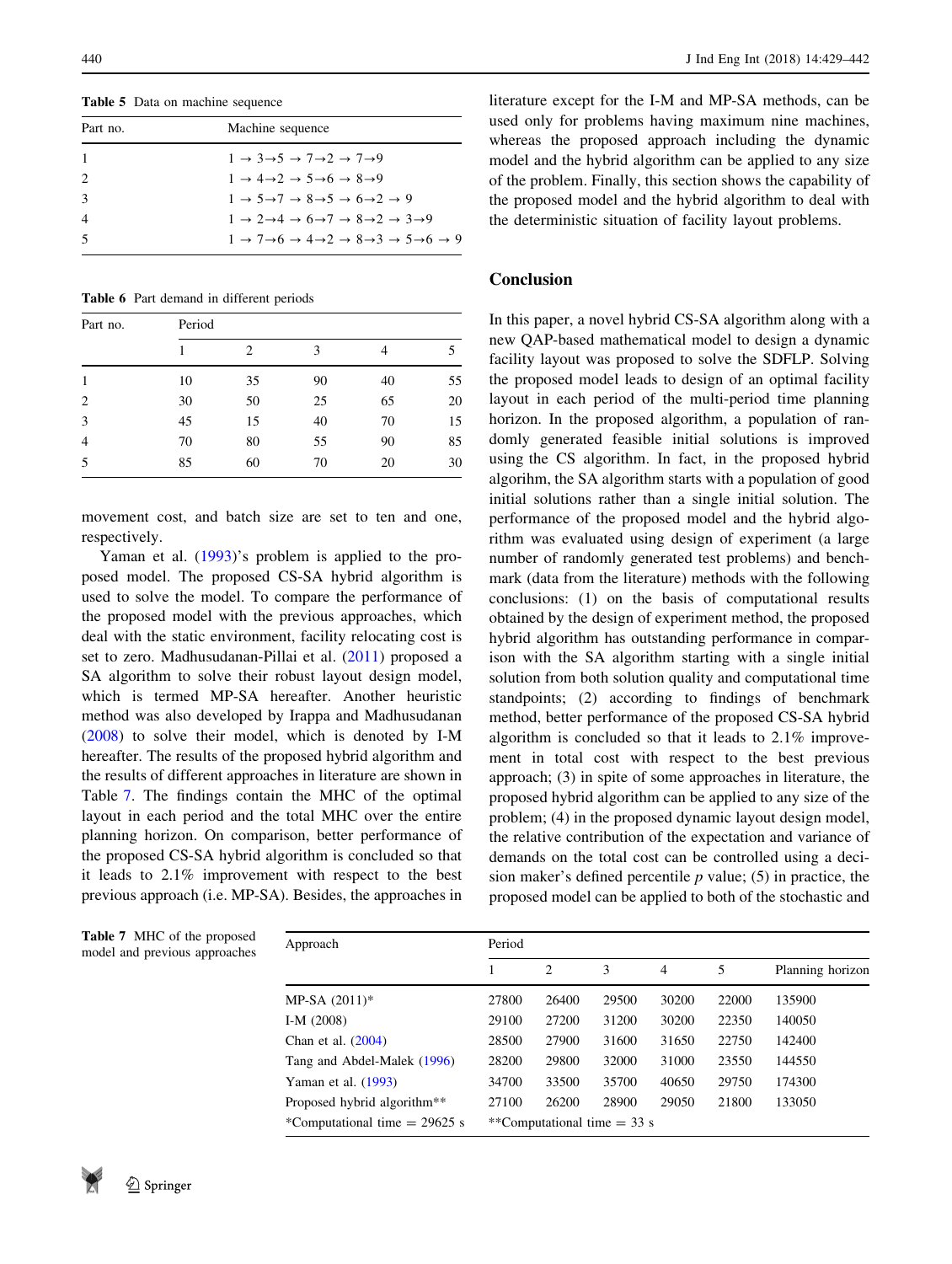**Table 5** Data on machine sequence

| Part no. | Machine sequence |
|---|---|
| 1 | 1 → 3→5 → 7→2 → 7→9 |
| 2 | 1 → 4→2 → 5→6 → 8→9 |
| 3 | 1 → 5→7 → 8→5 → 6→2 → 9 |
| 4 | 1 → 2→4 → 6→7 → 8→2 → 3→9 |
| 5 | 1 → 7→6 → 4→2 → 8→3 → 5→6 → 9 |

**Table 6** Part demand in different periods

| Part no. | Period | | | | |
|---|---|---|---|---|---|
| | 1 | 2 | 3 | 4 | 5 |
| 1 | 10 | 35 | 90 | 40 | 55 |
| 2 | 30 | 50 | 25 | 65 | 20 |
| 3 | 45 | 15 | 40 | 70 | 15 |
| 4 | 70 | 80 | 55 | 90 | 85 |
| 5 | 85 | 60 | 70 | 20 | 30 |

movement cost, and batch size are set to ten and one, respectively.

Yaman et al. (1993)'s problem is applied to the proposed model. The proposed CS-SA hybrid algorithm is used to solve the model. To compare the performance of the proposed model with the previous approaches, which deal with the static environment, facility relocating cost is set to zero. Madhusudanan-Pillai et al. (2011) proposed a SA algorithm to solve their robust layout design model, which is termed MP-SA hereafter. Another heuristic method was also developed by Irappa and Madhusudanan (2008) to solve their model, which is denoted by I-M hereafter. The results of the proposed hybrid algorithm and the results of different approaches in literature are shown in Table 7. The findings contain the MHC of the optimal layout in each period and the total MHC over the entire planning horizon. On comparison, better performance of the proposed CS-SA hybrid algorithm is concluded so that it leads to 2.1% improvement with respect to the best previous approach (i.e. MP-SA). Besides, the approaches in literature except for the I-M and MP-SA methods, can be used only for problems having maximum nine machines, whereas the proposed approach including the dynamic model and the hybrid algorithm can be applied to any size of the problem. Finally, this section shows the capability of the proposed model and the hybrid algorithm to deal with the deterministic situation of facility layout problems.

## Conclusion

In this paper, a novel hybrid CS-SA algorithm along with a new QAP-based mathematical model to design a dynamic facility layout was proposed to solve the SDFLP. Solving the proposed model leads to design of an optimal facility layout in each period of the multi-period time planning horizon. In the proposed algorithm, a population of randomly generated feasible initial solutions is improved using the CS algorithm. In fact, in the proposed hybrid algorihm, the SA algorithm starts with a population of good initial solutions rather than a single initial solution. The performance of the proposed model and the hybrid algorithm was evaluated using design of experiment (a large number of randomly generated test problems) and benchmark (data from the literature) methods with the following conclusions: (1) on the basis of computational results obtained by the design of experiment method, the proposed hybrid algorithm has outstanding performance in comparison with the SA algorithm starting with a single initial solution from both solution quality and computational time standpoints; (2) according to findings of benchmark method, better performance of the proposed CS-SA hybrid algorithm is concluded so that it leads to 2.1% improvement in total cost with respect to the best previous approach; (3) in spite of some approaches in literature, the proposed hybrid algorithm can be applied to any size of the problem; (4) in the proposed dynamic layout design model, the relative contribution of the expectation and variance of demands on the total cost can be controlled using a decision maker's defined percentile $p$ value; (5) in practice, the proposed model can be applied to both of the stochastic and

**Table 7** MHC of the proposed model and previous approaches

| Approach | Period | | | | | |
|---|---|---|---|---|---|---|
| | 1 | 2 | 3 | 4 | 5 | Planning horizon |
| MP-SA (2011)* | 27800 | 26400 | 29500 | 30200 | 22000 | 135900 |
| I-M (2008) | 29100 | 27200 | 31200 | 30200 | 22350 | 140050 |
| Chan et al. (2004) | 28500 | 27900 | 31600 | 31650 | 22750 | 142400 |
| Tang and Abdel-Malek (1996) | 28200 | 29800 | 32000 | 31000 | 23550 | 144550 |
| Yaman et al. (1993) | 34700 | 33500 | 35700 | 40650 | 29750 | 174300 |
| Proposed hybrid algorithm** | 27100 | 26200 | 28900 | 29050 | 21800 | 133050 |
| *Computational time = 29625 s | **Computational time = 33 s | | | | | |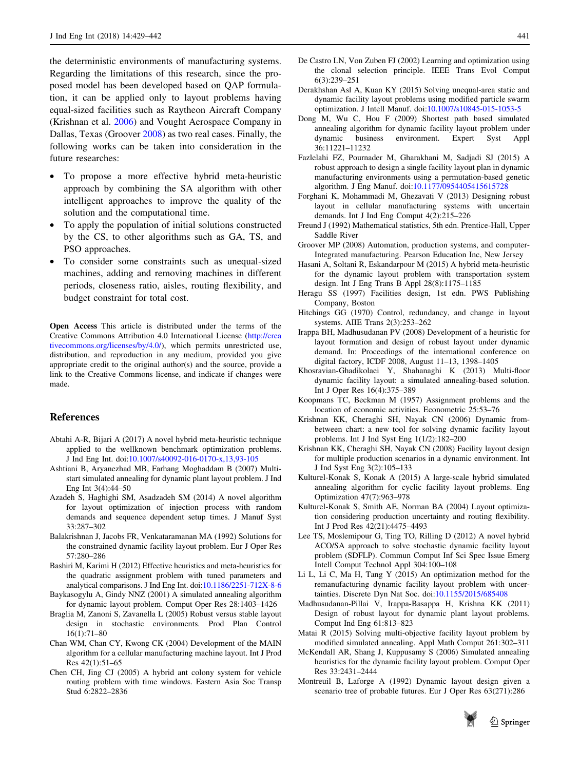the deterministic environments of manufacturing systems. Regarding the limitations of this research, since the proposed model has been developed based on QAP formulation, it can be applied only to layout problems having equal-sized facilities such as Raytheon Aircraft Company (Krishnan et al. 2006) and Vought Aerospace Company in Dallas, Texas (Groover 2008) as two real cases. Finally, the following works can be taken into consideration in the future researches:

- To propose a more effective hybrid meta-heuristic approach by combining the SA algorithm with other intelligent approaches to improve the quality of the solution and the computational time.
- To apply the population of initial solutions constructed by the CS, to other algorithms such as GA, TS, and PSO approaches.
- To consider some constraints such as unequal-sized machines, adding and removing machines in different periods, closeness ratio, aisles, routing flexibility, and budget constraint for total cost.

**Open Access** This article is distributed under the terms of the Creative Commons Attribution 4.0 International License (http://creativecommons.org/licenses/by/4.0/), which permits unrestricted use, distribution, and reproduction in any medium, provided you give appropriate credit to the original author(s) and the source, provide a link to the Creative Commons license, and indicate if changes were made.

## References

Abtahi A-R, Bijari A (2017) A novel hybrid meta-heuristic technique applied to the wellknown benchmark optimization problems. J Ind Eng Int. doi:10.1007/s40092-016-0170-x,13,93-105

Ashtiani B, Aryanezhad MB, Farhang Moghaddam B (2007) Multi-start simulated annealing for dynamic plant layout problem. J Ind Eng Int 3(4):44–50

Azadeh S, Haghighi SM, Asadzadeh SM (2014) A novel algorithm for layout optimization of injection process with random demands and sequence dependent setup times. J Manuf Syst 33:287–302

Balakrishnan J, Jacobs FR, Venkataramanan MA (1992) Solutions for the constrained dynamic facility layout problem. Eur J Oper Res 57:280–286

Bashiri M, Karimi H (2012) Effective heuristics and meta-heuristics for the quadratic assignment problem with tuned parameters and analytical comparisons. J Ind Eng Int. doi:10.1186/2251-712X-8-6

Baykasoglu A, Gindy NNZ (2001) A simulated annealing algorithm for dynamic layout problem. Comput Oper Res 28:1403–1426

Braglia M, Zanoni S, Zavanella L (2005) Robust versus stable layout design in stochastic environments. Prod Plan Control 16(1):71–80

Chan WM, Chan CY, Kwong CK (2004) Development of the MAIN algorithm for a cellular manufacturing machine layout. Int J Prod Res 42(1):51–65

Chen CH, Jing CJ (2005) A hybrid ant colony system for vehicle routing problem with time windows. Eastern Asia Soc Transp Stud 6:2822–2836

De Castro LN, Von Zuben FJ (2002) Learning and optimization using the clonal selection principle. IEEE Trans Evol Comput 6(3):239–251

Derakhshan Asl A, Kuan KY (2015) Solving unequal-area static and dynamic facility layout problems using modified particle swarm optimization. J Intell Manuf. doi:10.1007/s10845-015-1053-5

Dong M, Wu C, Hou F (2009) Shortest path based simulated annealing algorithm for dynamic facility layout problem under dynamic business environment. Expert Syst Appl 36:11221–11232

Fazlelahi FZ, Pournader M, Gharakhani M, Sadjadi SJ (2015) A robust approach to design a single facility layout plan in dynamic manufacturing environments using a permutation-based genetic algorithm. J Eng Manuf. doi:10.1177/0954405415615728

Forghani K, Mohammadi M, Ghezavati V (2013) Designing robust layout in cellular manufacturing systems with uncertain demands. Int J Ind Eng Comput 4(2):215–226

Freund J (1992) Mathematical statistics, 5th edn. Prentice-Hall, Upper Saddle River

Groover MP (2008) Automation, production systems, and computer-Integrated manufacturing. Pearson Education Inc, New Jersey

Hasani A, Soltani R, Eskandarpour M (2015) A hybrid meta-heuristic for the dynamic layout problem with transportation system design. Int J Eng Trans B Appl 28(8):1175–1185

Heragu SS (1997) Facilities design, 1st edn. PWS Publishing Company, Boston

Hitchings GG (1970) Control, redundancy, and change in layout systems. AIIE Trans 2(3):253–262

Irappa BH, Madhusudanan PV (2008) Development of a heuristic for layout formation and design of robust layout under dynamic demand. In: Proceedings of the international conference on digital factory, ICDF 2008, August 11–13, 1398–1405

Khosravian-Ghadikolaei Y, Shahanaghi K (2013) Multi-floor dynamic facility layout: a simulated annealing-based solution. Int J Oper Res 16(4):375–389

Koopmans TC, Beckman M (1957) Assignment problems and the location of economic activities. Econometric 25:53–76

Krishnan KK, Cheraghi SH, Nayak CN (2006) Dynamic from-between chart: a new tool for solving dynamic facility layout problems. Int J Ind Syst Eng 1(1/2):182–200

Krishnan KK, Cheraghi SH, Nayak CN (2008) Facility layout design for multiple production scenarios in a dynamic environment. Int J Ind Syst Eng 3(2):105–133

Kulturel-Konak S, Konak A (2015) A large-scale hybrid simulated annealing algorithm for cyclic facility layout problems. Eng Optimization 47(7):963–978

Kulturel-Konak S, Smith AE, Norman BA (2004) Layout optimization considering production uncertainty and routing flexibility. Int J Prod Res 42(21):4475–4493

Lee TS, Moslemipour G, Ting TO, Rilling D (2012) A novel hybrid ACO/SA approach to solve stochastic dynamic facility layout problem (SDFLP). Commun Comput Inf Sci Spec Issue Emerg Intell Comput Technol Appl 304:100–108

Li L, Li C, Ma H, Tang Y (2015) An optimization method for the remanufacturing dynamic facility layout problem with uncertainties. Discrete Dyn Nat Soc. doi:10.1155/2015/685408

Madhusudanan-Pillai V, Irappa-Basappa H, Krishna KK (2011) Design of robust layout for dynamic plant layout problems. Comput Ind Eng 61:813–823

Matai R (2015) Solving multi-objective facility layout problem by modified simulated annealing. Appl Math Comput 261:302–311

McKendall AR, Shang J, Kuppusamy S (2006) Simulated annealing heuristics for the dynamic facility layout problem. Comput Oper Res 33:2431–2444

Montreuil B, Laforge A (1992) Dynamic layout design given a scenario tree of probable futures. Eur J Oper Res 63(271):286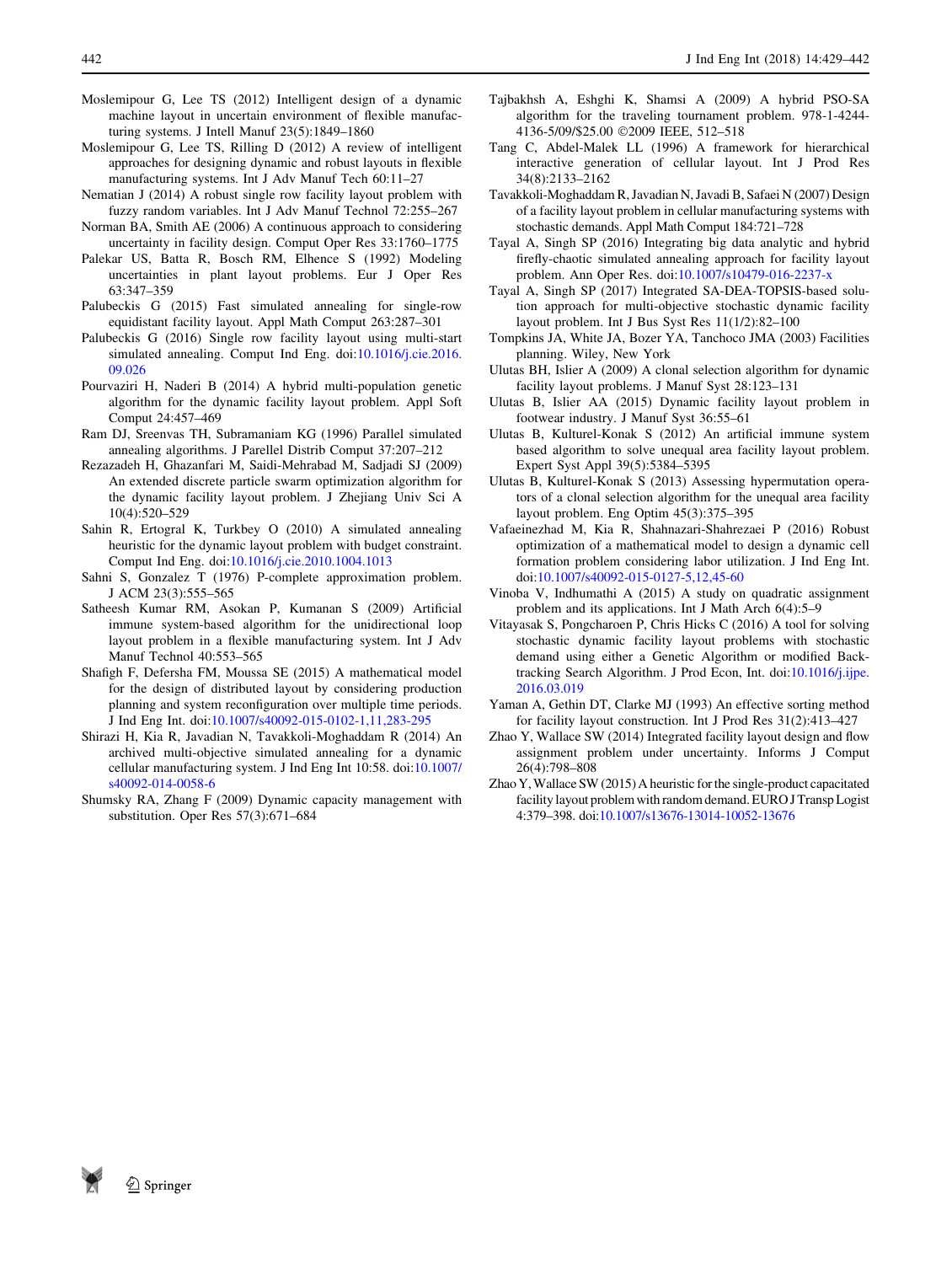Moslemipour G, Lee TS (2012) Intelligent design of a dynamic machine layout in uncertain environment of flexible manufacturing systems. J Intell Manuf 23(5):1849–1860

Moslemipour G, Lee TS, Rilling D (2012) A review of intelligent approaches for designing dynamic and robust layouts in flexible manufacturing systems. Int J Adv Manuf Tech 60:11–27

Nematian J (2014) A robust single row facility layout problem with fuzzy random variables. Int J Adv Manuf Technol 72:255–267

Norman BA, Smith AE (2006) A continuous approach to considering uncertainty in facility design. Comput Oper Res 33:1760–1775

Palekar US, Batta R, Bosch RM, Elhence S (1992) Modeling uncertainties in plant layout problems. Eur J Oper Res 63:347–359

Palubeckis G (2015) Fast simulated annealing for single-row equidistant facility layout. Appl Math Comput 263:287–301

Palubeckis G (2016) Single row facility layout using multi-start simulated annealing. Comput Ind Eng. doi:10.1016/j.cie.2016.09.026

Pourvaziri H, Naderi B (2014) A hybrid multi-population genetic algorithm for the dynamic facility layout problem. Appl Soft Comput 24:457–469

Ram DJ, Sreenvas TH, Subramaniam KG (1996) Parallel simulated annealing algorithms. J Parellel Distrib Comput 37:207–212

Rezazadeh H, Ghazanfari M, Saidi-Mehrabad M, Sadjadi SJ (2009) An extended discrete particle swarm optimization algorithm for the dynamic facility layout problem. J Zhejiang Univ Sci A 10(4):520–529

Sahin R, Ertogral K, Turkbey O (2010) A simulated annealing heuristic for the dynamic layout problem with budget constraint. Comput Ind Eng. doi:10.1016/j.cie.2010.1004.1013

Sahni S, Gonzalez T (1976) P-complete approximation problem. J ACM 23(3):555–565

Satheesh Kumar RM, Asokan P, Kumanan S (2009) Artificial immune system-based algorithm for the unidirectional loop layout problem in a flexible manufacturing system. Int J Adv Manuf Technol 40:553–565

Shafigh F, Defersha FM, Moussa SE (2015) A mathematical model for the design of distributed layout by considering production planning and system reconfiguration over multiple time periods. J Ind Eng Int. doi:10.1007/s40092-015-0102-1,11,283-295

Shirazi H, Kia R, Javadian N, Tavakkoli-Moghaddam R (2014) An archived multi-objective simulated annealing for a dynamic cellular manufacturing system. J Ind Eng Int 10:58. doi:10.1007/s40092-014-0058-6

Shumsky RA, Zhang F (2009) Dynamic capacity management with substitution. Oper Res 57(3):671–684

Tajbakhsh A, Eshghi K, Shamsi A (2009) A hybrid PSO-SA algorithm for the traveling tournament problem. 978-1-4244-4136-5/09/$25.00 ©2009 IEEE, 512–518

Tang C, Abdel-Malek LL (1996) A framework for hierarchical interactive generation of cellular layout. Int J Prod Res 34(8):2133–2162

Tavakkoli-Moghaddam R, Javadian N, Javadi B, Safaei N (2007) Design of a facility layout problem in cellular manufacturing systems with stochastic demands. Appl Math Comput 184:721–728

Tayal A, Singh SP (2016) Integrating big data analytic and hybrid firefly-chaotic simulated annealing approach for facility layout problem. Ann Oper Res. doi:10.1007/s10479-016-2237-x

Tayal A, Singh SP (2017) Integrated SA-DEA-TOPSIS-based solution approach for multi-objective stochastic dynamic facility layout problem. Int J Bus Syst Res 11(1/2):82–100

Tompkins JA, White JA, Bozer YA, Tanchoco JMA (2003) Facilities planning. Wiley, New York

Ulutas BH, Islier A (2009) A clonal selection algorithm for dynamic facility layout problems. J Manuf Syst 28:123–131

Ulutas B, Islier AA (2015) Dynamic facility layout problem in footwear industry. J Manuf Syst 36:55–61

Ulutas B, Kulturel-Konak S (2012) An artificial immune system based algorithm to solve unequal area facility layout problem. Expert Syst Appl 39(5):5384–5395

Ulutas B, Kulturel-Konak S (2013) Assessing hypermutation operators of a clonal selection algorithm for the unequal area facility layout problem. Eng Optim 45(3):375–395

Vafaeinezhad M, Kia R, Shahnazari-Shahrezaei P (2016) Robust optimization of a mathematical model to design a dynamic cell formation problem considering labor utilization. J Ind Eng Int. doi:10.1007/s40092-015-0127-5,12,45-60

Vinoba V, Indhumathi A (2015) A study on quadratic assignment problem and its applications. Int J Math Arch 6(4):5–9

Vitayasak S, Pongcharoen P, Chris Hicks C (2016) A tool for solving stochastic dynamic facility layout problems with stochastic demand using either a Genetic Algorithm or modified Backtracking Search Algorithm. J Prod Econ, Int. doi:10.1016/j.ijpe.2016.03.019

Yaman A, Gethin DT, Clarke MJ (1993) An effective sorting method for facility layout construction. Int J Prod Res 31(2):413–427

Zhao Y, Wallace SW (2014) Integrated facility layout design and flow assignment problem under uncertainty. Informs J Comput 26(4):798–808

Zhao Y, Wallace SW (2015) A heuristic for the single-product capacitated facility layout problem with random demand. EURO J Transp Logist 4:379–398. doi:10.1007/s13676-13014-10052-13676